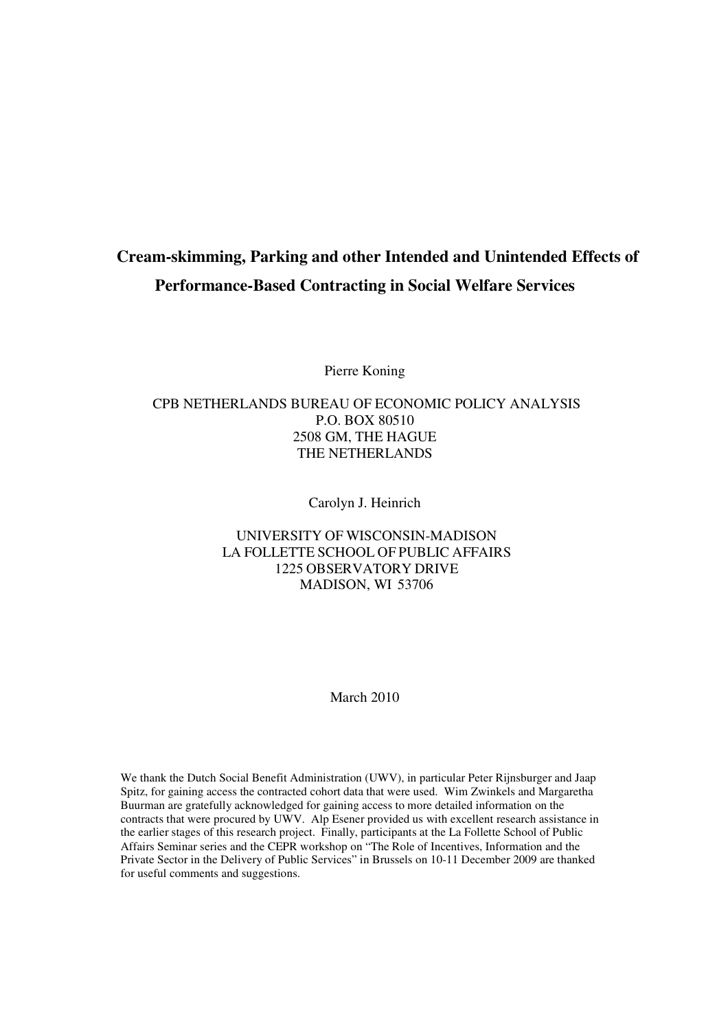# Cream-skimming, Parking and other Intended and Unintended Effects of Performance-Based Contracting in Social Welfare Services

Pierre Koning

CPB NETHERLANDS BUREAU OF ECONOMIC POLICY ANALYSIS
P.O. BOX 80510
2508 GM, THE HAGUE
THE NETHERLANDS

Carolyn J. Heinrich

UNIVERSITY OF WISCONSIN-MADISON
LA FOLLETTE SCHOOL OF PUBLIC AFFAIRS
1225 OBSERVATORY DRIVE
MADISON, WI 53706

March 2010

We thank the Dutch Social Benefit Administration (UWV), in particular Peter Rijnsburger and Jaap Spitz, for gaining access the contracted cohort data that were used. Wim Zwinkels and Margaretha Buurman are gratefully acknowledged for gaining access to more detailed information on the contracts that were procured by UWV. Alp Esener provided us with excellent research assistance in the earlier stages of this research project. Finally, participants at the La Follette School of Public Affairs Seminar series and the CEPR workshop on "The Role of Incentives, Information and the Private Sector in the Delivery of Public Services" in Brussels on 10-11 December 2009 are thanked for useful comments and suggestions.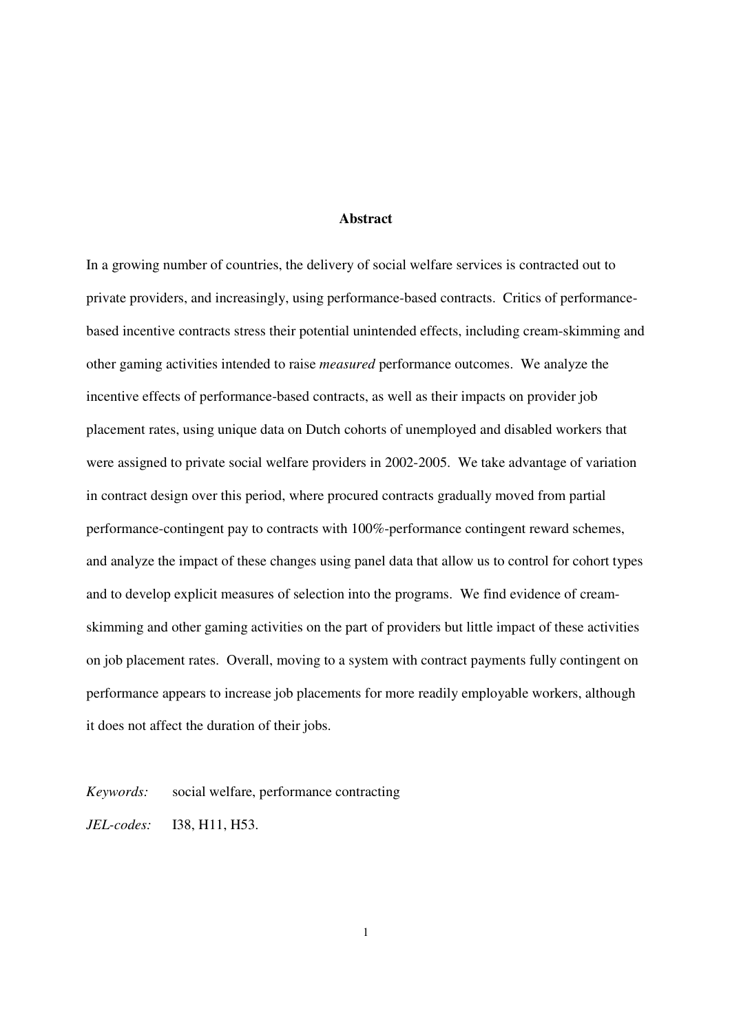## Abstract

In a growing number of countries, the delivery of social welfare services is contracted out to private providers, and increasingly, using performance-based contracts. Critics of performance-based incentive contracts stress their potential unintended effects, including cream-skimming and other gaming activities intended to raise *measured* performance outcomes. We analyze the incentive effects of performance-based contracts, as well as their impacts on provider job placement rates, using unique data on Dutch cohorts of unemployed and disabled workers that were assigned to private social welfare providers in 2002-2005. We take advantage of variation in contract design over this period, where procured contracts gradually moved from partial performance-contingent pay to contracts with 100%-performance contingent reward schemes, and analyze the impact of these changes using panel data that allow us to control for cohort types and to develop explicit measures of selection into the programs. We find evidence of cream-skimming and other gaming activities on the part of providers but little impact of these activities on job placement rates. Overall, moving to a system with contract payments fully contingent on performance appears to increase job placements for more readily employable workers, although it does not affect the duration of their jobs.

*Keywords:* social welfare, performance contracting

*JEL-codes:* I38, H11, H53.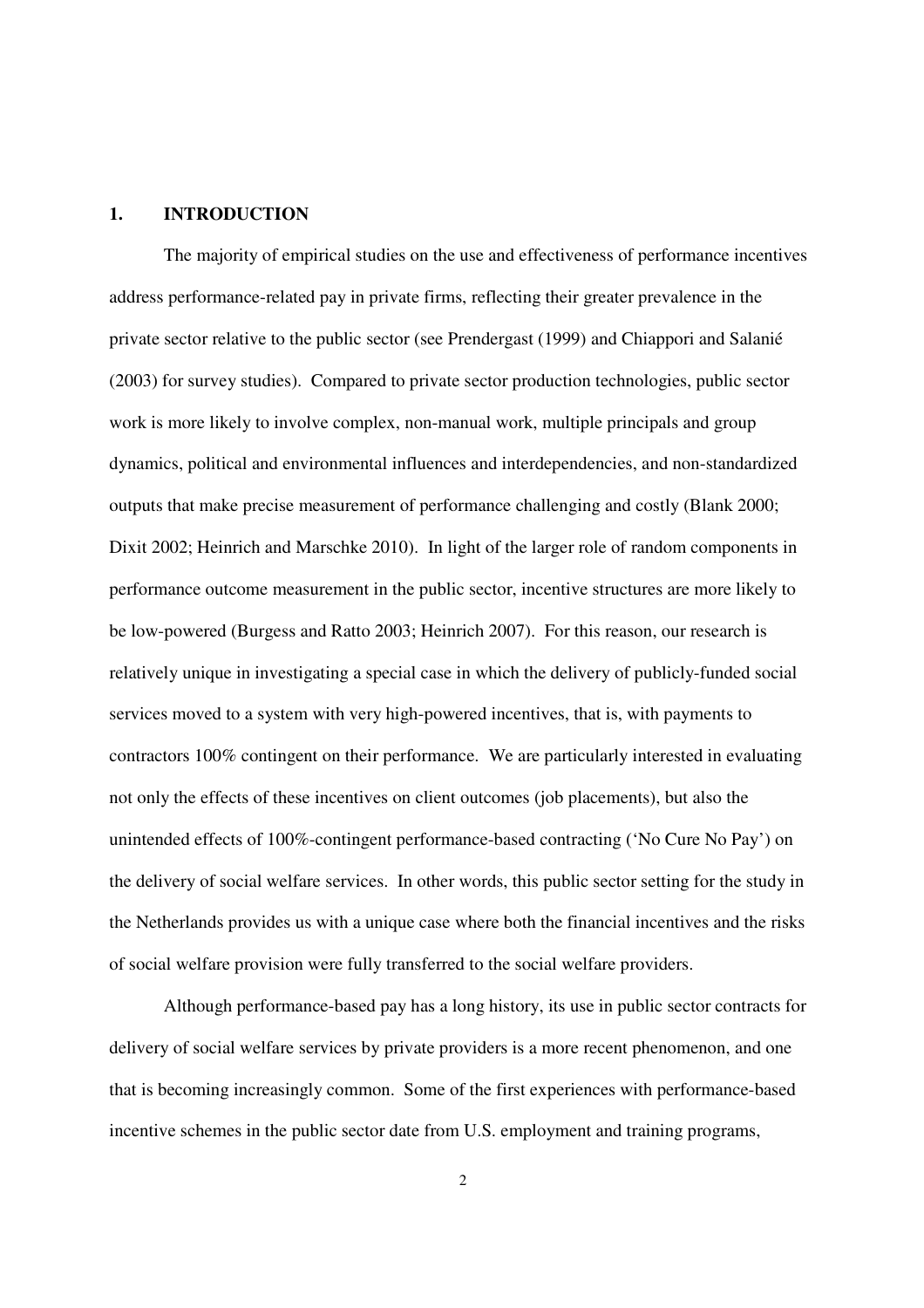## 1. INTRODUCTION

The majority of empirical studies on the use and effectiveness of performance incentives address performance-related pay in private firms, reflecting their greater prevalence in the private sector relative to the public sector (see Prendergast (1999) and Chiappori and Salanié (2003) for survey studies). Compared to private sector production technologies, public sector work is more likely to involve complex, non-manual work, multiple principals and group dynamics, political and environmental influences and interdependencies, and non-standardized outputs that make precise measurement of performance challenging and costly (Blank 2000; Dixit 2002; Heinrich and Marschke 2010). In light of the larger role of random components in performance outcome measurement in the public sector, incentive structures are more likely to be low-powered (Burgess and Ratto 2003; Heinrich 2007). For this reason, our research is relatively unique in investigating a special case in which the delivery of publicly-funded social services moved to a system with very high-powered incentives, that is, with payments to contractors 100% contingent on their performance. We are particularly interested in evaluating not only the effects of these incentives on client outcomes (job placements), but also the unintended effects of 100%-contingent performance-based contracting ('No Cure No Pay') on the delivery of social welfare services. In other words, this public sector setting for the study in the Netherlands provides us with a unique case where both the financial incentives and the risks of social welfare provision were fully transferred to the social welfare providers.

Although performance-based pay has a long history, its use in public sector contracts for delivery of social welfare services by private providers is a more recent phenomenon, and one that is becoming increasingly common. Some of the first experiences with performance-based incentive schemes in the public sector date from U.S. employment and training programs,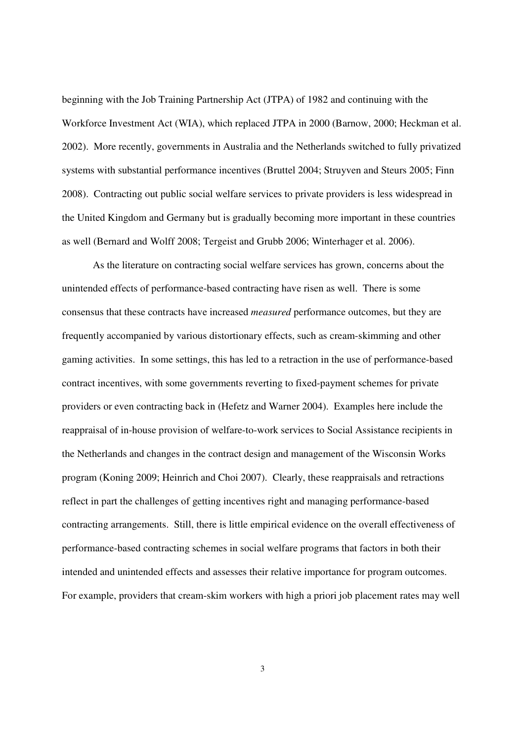beginning with the Job Training Partnership Act (JTPA) of 1982 and continuing with the Workforce Investment Act (WIA), which replaced JTPA in 2000 (Barnow, 2000; Heckman et al. 2002). More recently, governments in Australia and the Netherlands switched to fully privatized systems with substantial performance incentives (Bruttel 2004; Struyven and Steurs 2005; Finn 2008). Contracting out public social welfare services to private providers is less widespread in the United Kingdom and Germany but is gradually becoming more important in these countries as well (Bernard and Wolff 2008; Tergeist and Grubb 2006; Winterhager et al. 2006).

As the literature on contracting social welfare services has grown, concerns about the unintended effects of performance-based contracting have risen as well. There is some consensus that these contracts have increased *measured* performance outcomes, but they are frequently accompanied by various distortionary effects, such as cream-skimming and other gaming activities. In some settings, this has led to a retraction in the use of performance-based contract incentives, with some governments reverting to fixed-payment schemes for private providers or even contracting back in (Hefetz and Warner 2004). Examples here include the reappraisal of in-house provision of welfare-to-work services to Social Assistance recipients in the Netherlands and changes in the contract design and management of the Wisconsin Works program (Koning 2009; Heinrich and Choi 2007). Clearly, these reappraisals and retractions reflect in part the challenges of getting incentives right and managing performance-based contracting arrangements. Still, there is little empirical evidence on the overall effectiveness of performance-based contracting schemes in social welfare programs that factors in both their intended and unintended effects and assesses their relative importance for program outcomes. For example, providers that cream-skim workers with high a priori job placement rates may well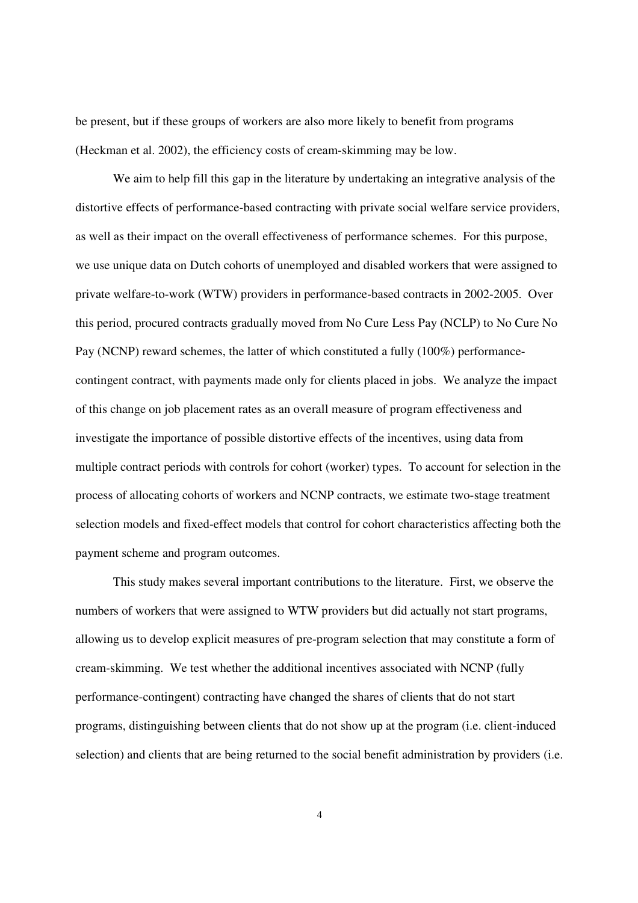be present, but if these groups of workers are also more likely to benefit from programs (Heckman et al. 2002), the efficiency costs of cream-skimming may be low.

We aim to help fill this gap in the literature by undertaking an integrative analysis of the distortive effects of performance-based contracting with private social welfare service providers, as well as their impact on the overall effectiveness of performance schemes. For this purpose, we use unique data on Dutch cohorts of unemployed and disabled workers that were assigned to private welfare-to-work (WTW) providers in performance-based contracts in 2002-2005. Over this period, procured contracts gradually moved from No Cure Less Pay (NCLP) to No Cure No Pay (NCNP) reward schemes, the latter of which constituted a fully (100%) performance-contingent contract, with payments made only for clients placed in jobs. We analyze the impact of this change on job placement rates as an overall measure of program effectiveness and investigate the importance of possible distortive effects of the incentives, using data from multiple contract periods with controls for cohort (worker) types. To account for selection in the process of allocating cohorts of workers and NCNP contracts, we estimate two-stage treatment selection models and fixed-effect models that control for cohort characteristics affecting both the payment scheme and program outcomes.

This study makes several important contributions to the literature. First, we observe the numbers of workers that were assigned to WTW providers but did actually not start programs, allowing us to develop explicit measures of pre-program selection that may constitute a form of cream-skimming. We test whether the additional incentives associated with NCNP (fully performance-contingent) contracting have changed the shares of clients that do not start programs, distinguishing between clients that do not show up at the program (i.e. client-induced selection) and clients that are being returned to the social benefit administration by providers (i.e.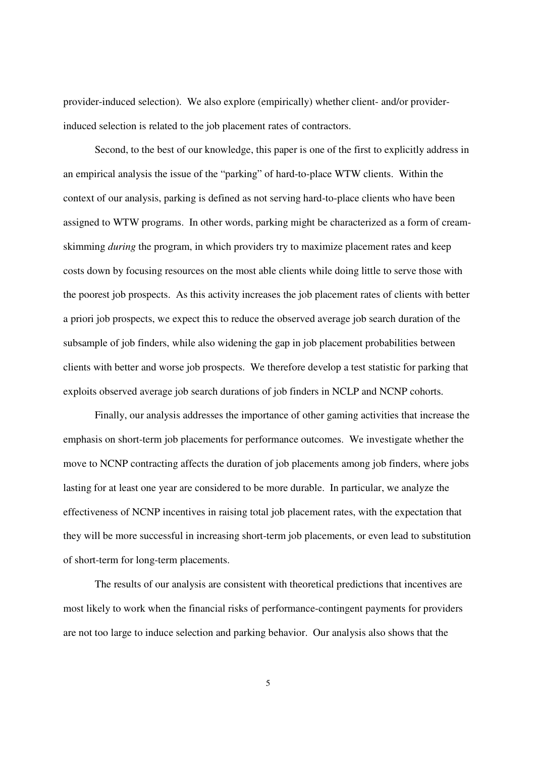provider-induced selection). We also explore (empirically) whether client- and/or provider-induced selection is related to the job placement rates of contractors.

Second, to the best of our knowledge, this paper is one of the first to explicitly address in an empirical analysis the issue of the "parking" of hard-to-place WTW clients. Within the context of our analysis, parking is defined as not serving hard-to-place clients who have been assigned to WTW programs. In other words, parking might be characterized as a form of cream-skimming *during* the program, in which providers try to maximize placement rates and keep costs down by focusing resources on the most able clients while doing little to serve those with the poorest job prospects. As this activity increases the job placement rates of clients with better a priori job prospects, we expect this to reduce the observed average job search duration of the subsample of job finders, while also widening the gap in job placement probabilities between clients with better and worse job prospects. We therefore develop a test statistic for parking that exploits observed average job search durations of job finders in NCLP and NCNP cohorts.

Finally, our analysis addresses the importance of other gaming activities that increase the emphasis on short-term job placements for performance outcomes. We investigate whether the move to NCNP contracting affects the duration of job placements among job finders, where jobs lasting for at least one year are considered to be more durable. In particular, we analyze the effectiveness of NCNP incentives in raising total job placement rates, with the expectation that they will be more successful in increasing short-term job placements, or even lead to substitution of short-term for long-term placements.

The results of our analysis are consistent with theoretical predictions that incentives are most likely to work when the financial risks of performance-contingent payments for providers are not too large to induce selection and parking behavior. Our analysis also shows that the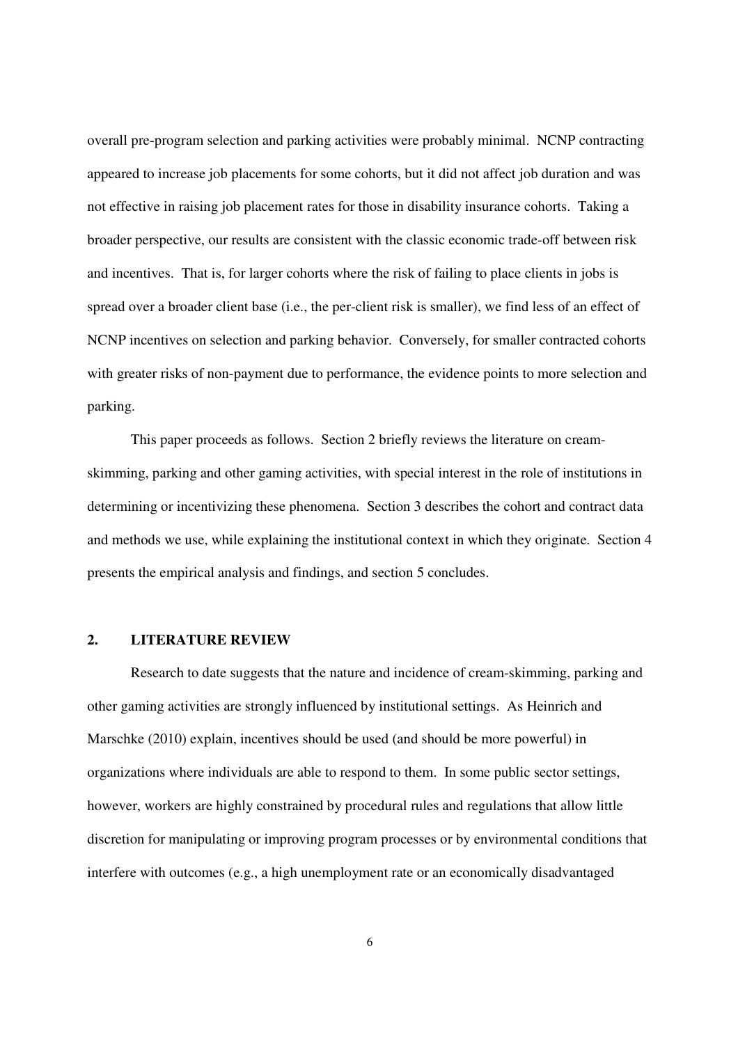overall pre-program selection and parking activities were probably minimal. NCNP contracting appeared to increase job placements for some cohorts, but it did not affect job duration and was not effective in raising job placement rates for those in disability insurance cohorts. Taking a broader perspective, our results are consistent with the classic economic trade-off between risk and incentives. That is, for larger cohorts where the risk of failing to place clients in jobs is spread over a broader client base (i.e., the per-client risk is smaller), we find less of an effect of NCNP incentives on selection and parking behavior. Conversely, for smaller contracted cohorts with greater risks of non-payment due to performance, the evidence points to more selection and parking.

This paper proceeds as follows. Section 2 briefly reviews the literature on cream-skimming, parking and other gaming activities, with special interest in the role of institutions in determining or incentivizing these phenomena. Section 3 describes the cohort and contract data and methods we use, while explaining the institutional context in which they originate. Section 4 presents the empirical analysis and findings, and section 5 concludes.

## 2. LITERATURE REVIEW

Research to date suggests that the nature and incidence of cream-skimming, parking and other gaming activities are strongly influenced by institutional settings. As Heinrich and Marschke (2010) explain, incentives should be used (and should be more powerful) in organizations where individuals are able to respond to them. In some public sector settings, however, workers are highly constrained by procedural rules and regulations that allow little discretion for manipulating or improving program processes or by environmental conditions that interfere with outcomes (e.g., a high unemployment rate or an economically disadvantaged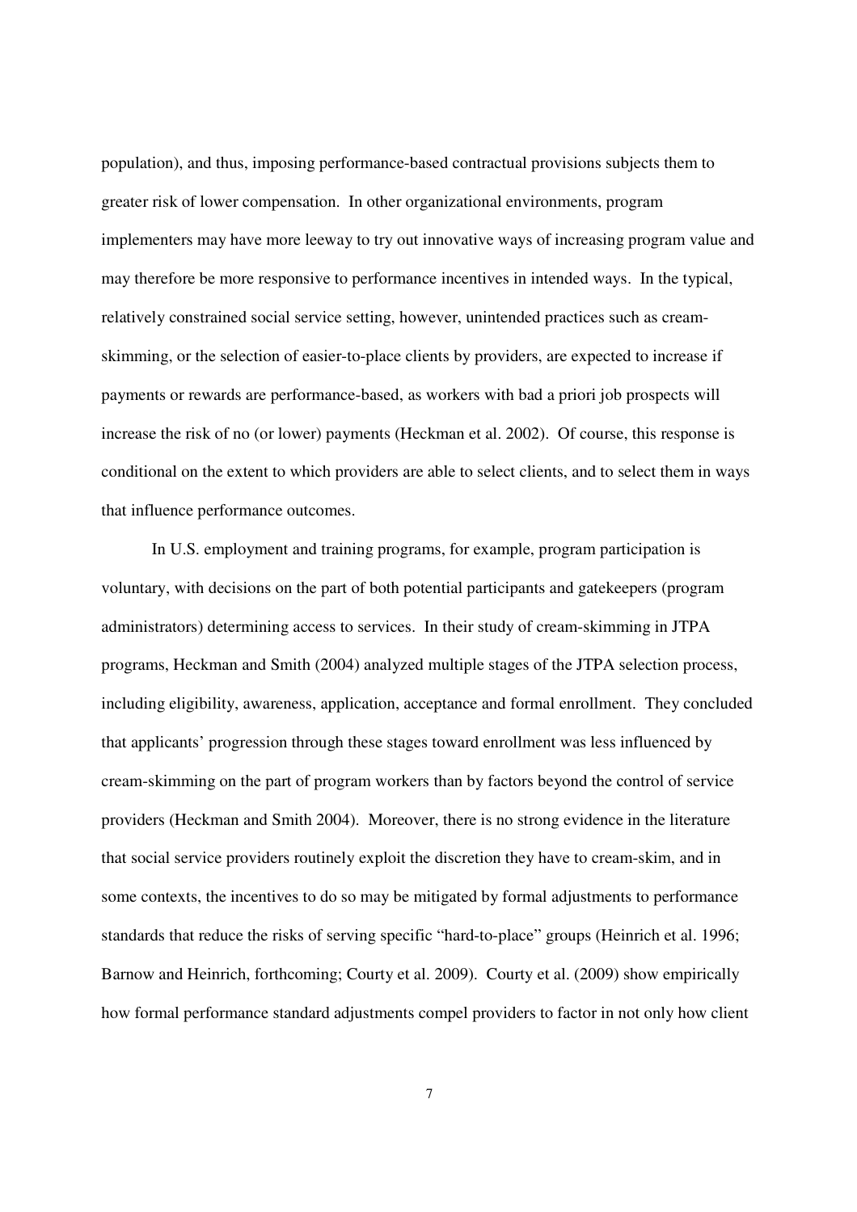population), and thus, imposing performance-based contractual provisions subjects them to greater risk of lower compensation. In other organizational environments, program implementers may have more leeway to try out innovative ways of increasing program value and may therefore be more responsive to performance incentives in intended ways. In the typical, relatively constrained social service setting, however, unintended practices such as cream-skimming, or the selection of easier-to-place clients by providers, are expected to increase if payments or rewards are performance-based, as workers with bad a priori job prospects will increase the risk of no (or lower) payments (Heckman et al. 2002). Of course, this response is conditional on the extent to which providers are able to select clients, and to select them in ways that influence performance outcomes.

In U.S. employment and training programs, for example, program participation is voluntary, with decisions on the part of both potential participants and gatekeepers (program administrators) determining access to services. In their study of cream-skimming in JTPA programs, Heckman and Smith (2004) analyzed multiple stages of the JTPA selection process, including eligibility, awareness, application, acceptance and formal enrollment. They concluded that applicants' progression through these stages toward enrollment was less influenced by cream-skimming on the part of program workers than by factors beyond the control of service providers (Heckman and Smith 2004). Moreover, there is no strong evidence in the literature that social service providers routinely exploit the discretion they have to cream-skim, and in some contexts, the incentives to do so may be mitigated by formal adjustments to performance standards that reduce the risks of serving specific "hard-to-place" groups (Heinrich et al. 1996; Barnow and Heinrich, forthcoming; Courty et al. 2009). Courty et al. (2009) show empirically how formal performance standard adjustments compel providers to factor in not only how client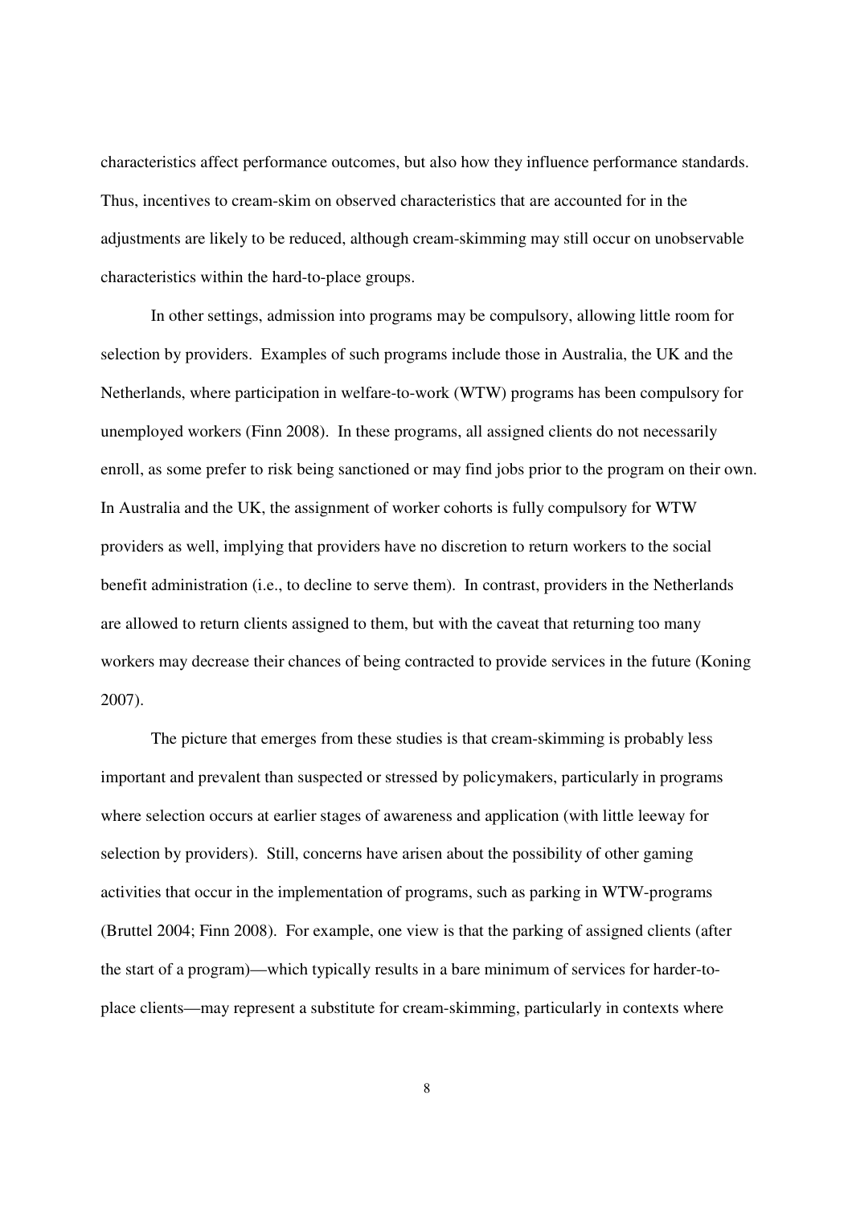characteristics affect performance outcomes, but also how they influence performance standards. Thus, incentives to cream-skim on observed characteristics that are accounted for in the adjustments are likely to be reduced, although cream-skimming may still occur on unobservable characteristics within the hard-to-place groups.

In other settings, admission into programs may be compulsory, allowing little room for selection by providers. Examples of such programs include those in Australia, the UK and the Netherlands, where participation in welfare-to-work (WTW) programs has been compulsory for unemployed workers (Finn 2008). In these programs, all assigned clients do not necessarily enroll, as some prefer to risk being sanctioned or may find jobs prior to the program on their own. In Australia and the UK, the assignment of worker cohorts is fully compulsory for WTW providers as well, implying that providers have no discretion to return workers to the social benefit administration (i.e., to decline to serve them). In contrast, providers in the Netherlands are allowed to return clients assigned to them, but with the caveat that returning too many workers may decrease their chances of being contracted to provide services in the future (Koning 2007).

The picture that emerges from these studies is that cream-skimming is probably less important and prevalent than suspected or stressed by policymakers, particularly in programs where selection occurs at earlier stages of awareness and application (with little leeway for selection by providers). Still, concerns have arisen about the possibility of other gaming activities that occur in the implementation of programs, such as parking in WTW-programs (Bruttel 2004; Finn 2008). For example, one view is that the parking of assigned clients (after the start of a program)—which typically results in a bare minimum of services for harder-to-place clients—may represent a substitute for cream-skimming, particularly in contexts where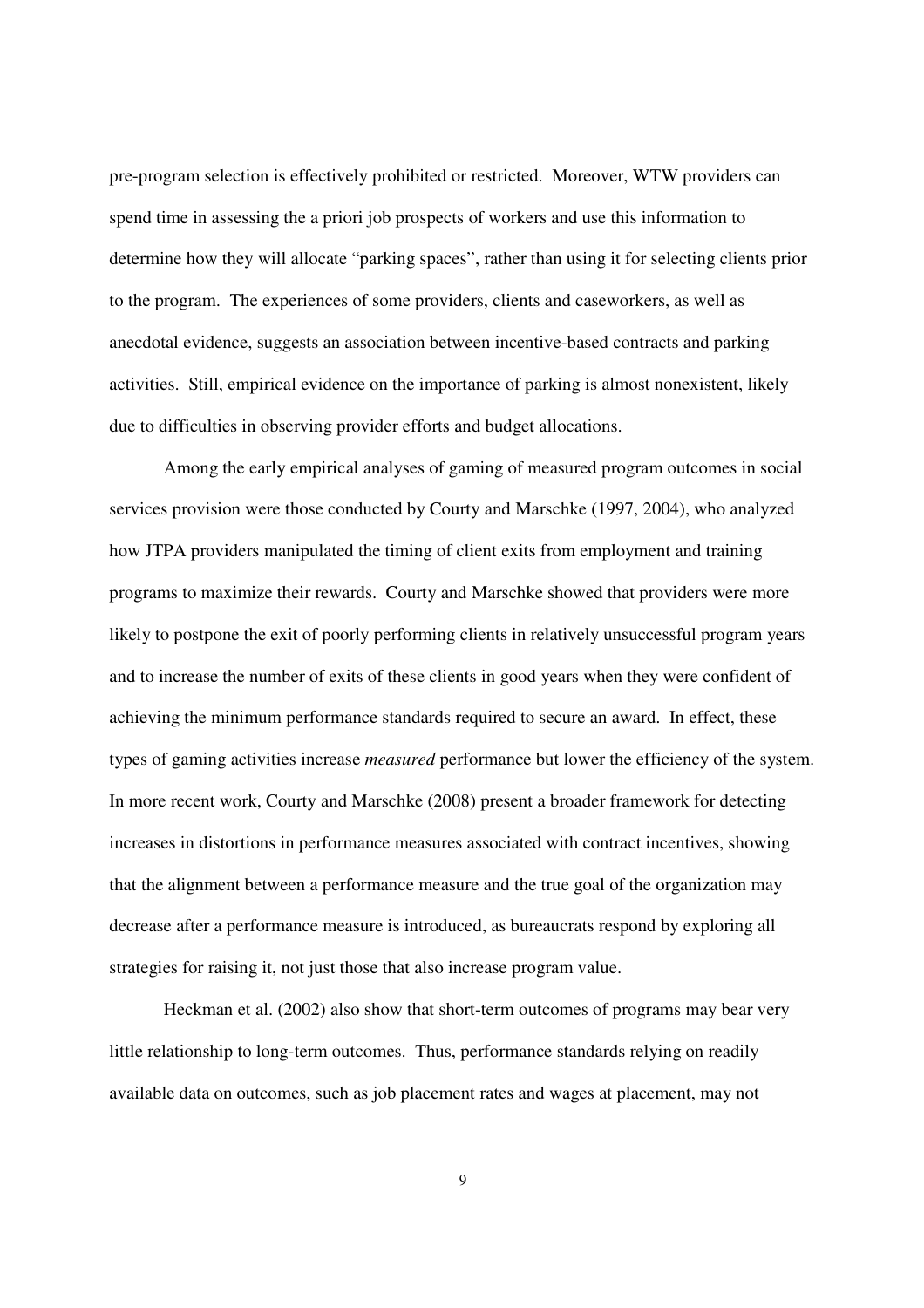pre-program selection is effectively prohibited or restricted. Moreover, WTW providers can spend time in assessing the a priori job prospects of workers and use this information to determine how they will allocate "parking spaces", rather than using it for selecting clients prior to the program. The experiences of some providers, clients and caseworkers, as well as anecdotal evidence, suggests an association between incentive-based contracts and parking activities. Still, empirical evidence on the importance of parking is almost nonexistent, likely due to difficulties in observing provider efforts and budget allocations.

Among the early empirical analyses of gaming of measured program outcomes in social services provision were those conducted by Courty and Marschke (1997, 2004), who analyzed how JTPA providers manipulated the timing of client exits from employment and training programs to maximize their rewards. Courty and Marschke showed that providers were more likely to postpone the exit of poorly performing clients in relatively unsuccessful program years and to increase the number of exits of these clients in good years when they were confident of achieving the minimum performance standards required to secure an award. In effect, these types of gaming activities increase *measured* performance but lower the efficiency of the system. In more recent work, Courty and Marschke (2008) present a broader framework for detecting increases in distortions in performance measures associated with contract incentives, showing that the alignment between a performance measure and the true goal of the organization may decrease after a performance measure is introduced, as bureaucrats respond by exploring all strategies for raising it, not just those that also increase program value.

Heckman et al. (2002) also show that short-term outcomes of programs may bear very little relationship to long-term outcomes. Thus, performance standards relying on readily available data on outcomes, such as job placement rates and wages at placement, may not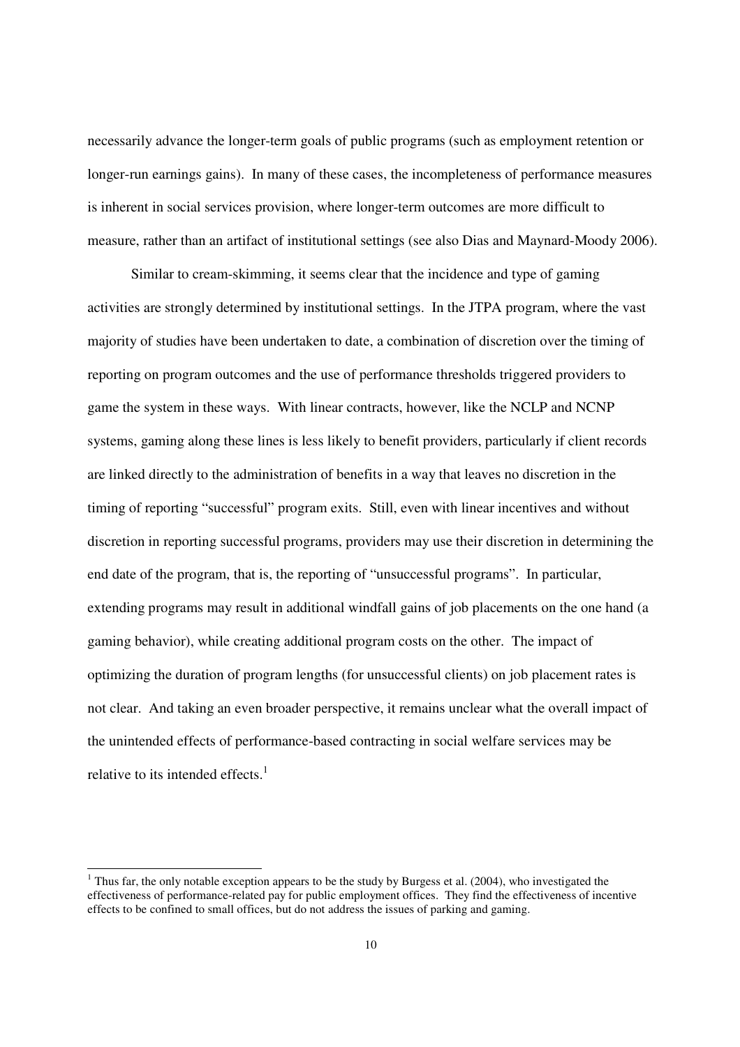necessarily advance the longer-term goals of public programs (such as employment retention or longer-run earnings gains). In many of these cases, the incompleteness of performance measures is inherent in social services provision, where longer-term outcomes are more difficult to measure, rather than an artifact of institutional settings (see also Dias and Maynard-Moody 2006).

Similar to cream-skimming, it seems clear that the incidence and type of gaming activities are strongly determined by institutional settings. In the JTPA program, where the vast majority of studies have been undertaken to date, a combination of discretion over the timing of reporting on program outcomes and the use of performance thresholds triggered providers to game the system in these ways. With linear contracts, however, like the NCLP and NCNP systems, gaming along these lines is less likely to benefit providers, particularly if client records are linked directly to the administration of benefits in a way that leaves no discretion in the timing of reporting "successful" program exits. Still, even with linear incentives and without discretion in reporting successful programs, providers may use their discretion in determining the end date of the program, that is, the reporting of "unsuccessful programs". In particular, extending programs may result in additional windfall gains of job placements on the one hand (a gaming behavior), while creating additional program costs on the other. The impact of optimizing the duration of program lengths (for unsuccessful clients) on job placement rates is not clear. And taking an even broader perspective, it remains unclear what the overall impact of the unintended effects of performance-based contracting in social welfare services may be relative to its intended effects.[1]

[1] Thus far, the only notable exception appears to be the study by Burgess et al. (2004), who investigated the effectiveness of performance-related pay for public employment offices. They find the effectiveness of incentive effects to be confined to small offices, but do not address the issues of parking and gaming.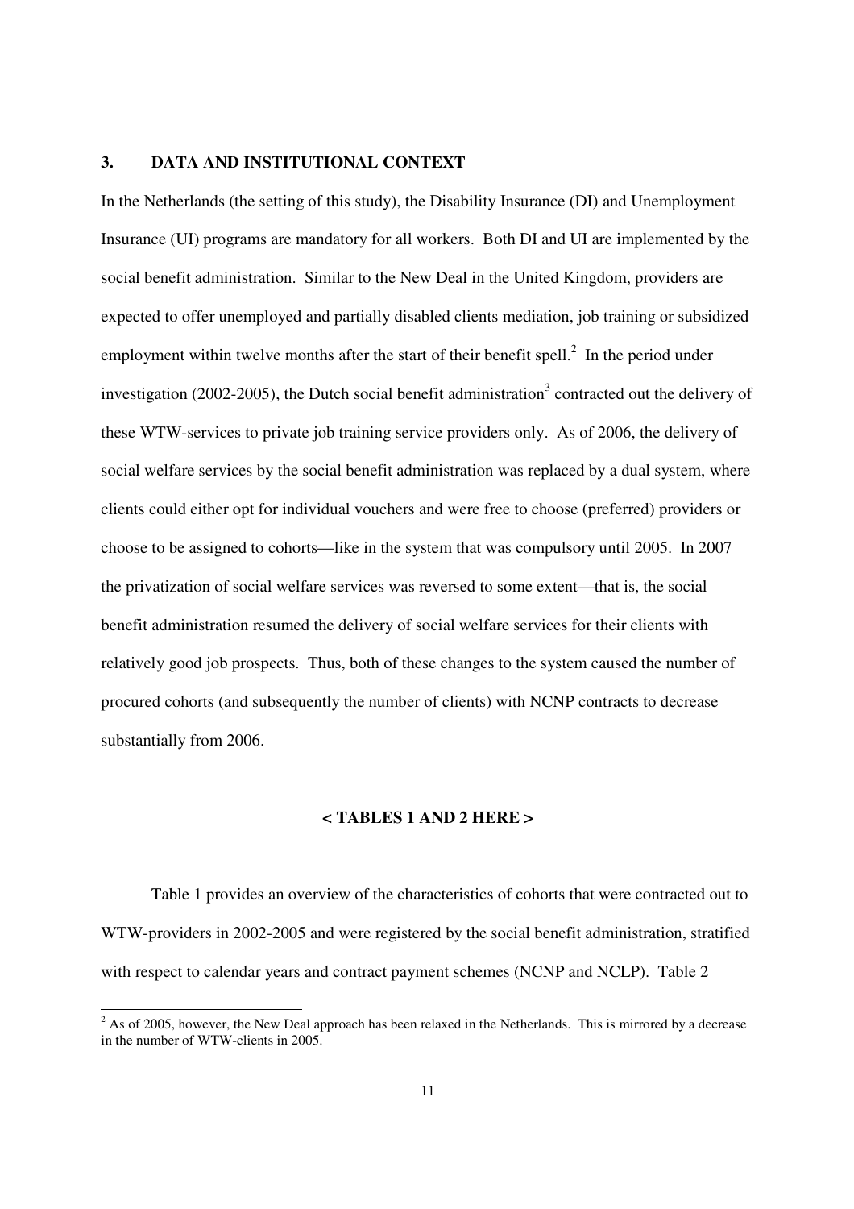## 3. DATA AND INSTITUTIONAL CONTEXT

In the Netherlands (the setting of this study), the Disability Insurance (DI) and Unemployment Insurance (UI) programs are mandatory for all workers. Both DI and UI are implemented by the social benefit administration. Similar to the New Deal in the United Kingdom, providers are expected to offer unemployed and partially disabled clients mediation, job training or subsidized employment within twelve months after the start of their benefit spell.[2] In the period under investigation (2002-2005), the Dutch social benefit administration[3] contracted out the delivery of these WTW-services to private job training service providers only. As of 2006, the delivery of social welfare services by the social benefit administration was replaced by a dual system, where clients could either opt for individual vouchers and were free to choose (preferred) providers or choose to be assigned to cohorts—like in the system that was compulsory until 2005. In 2007 the privatization of social welfare services was reversed to some extent—that is, the social benefit administration resumed the delivery of social welfare services for their clients with relatively good job prospects. Thus, both of these changes to the system caused the number of procured cohorts (and subsequently the number of clients) with NCNP contracts to decrease substantially from 2006.

**< TABLES 1 AND 2 HERE >**

Table 1 provides an overview of the characteristics of cohorts that were contracted out to WTW-providers in 2002-2005 and were registered by the social benefit administration, stratified with respect to calendar years and contract payment schemes (NCNP and NCLP). Table 2

[2] As of 2005, however, the New Deal approach has been relaxed in the Netherlands. This is mirrored by a decrease in the number of WTW-clients in 2005.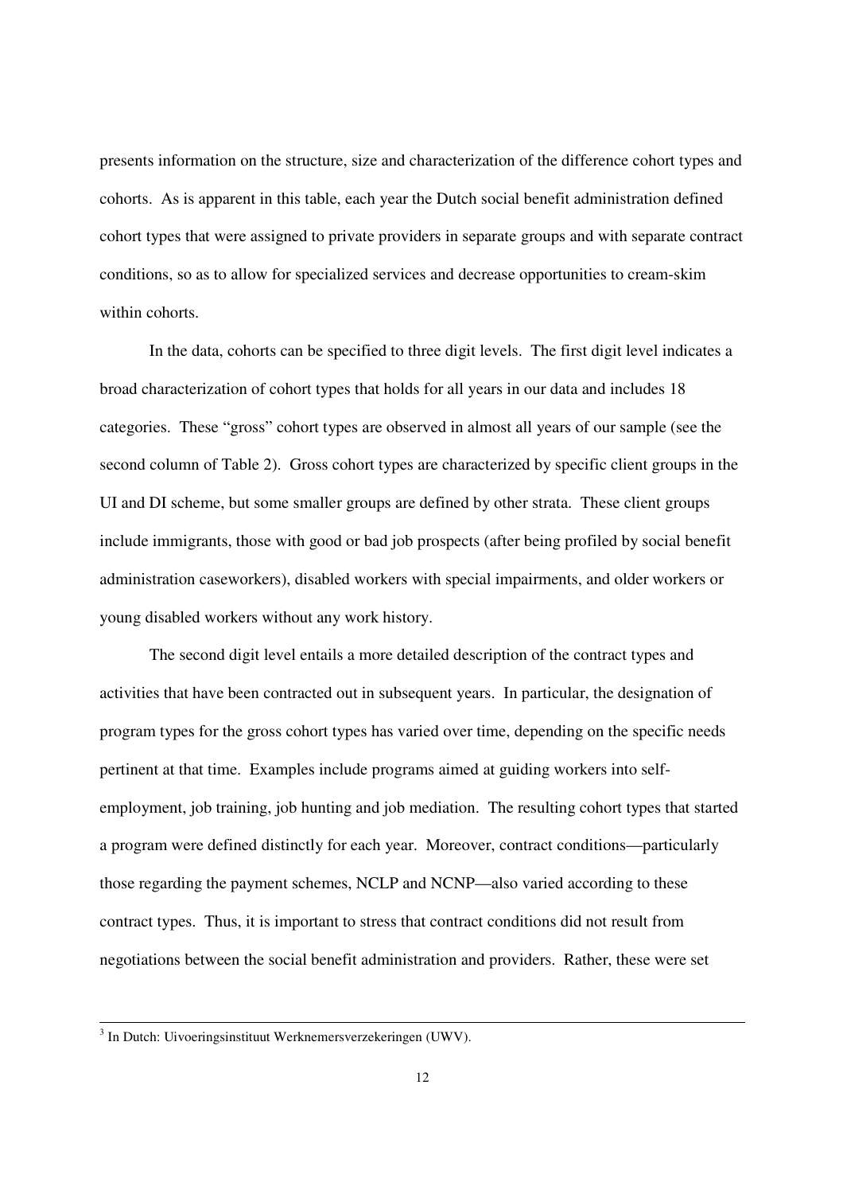presents information on the structure, size and characterization of the difference cohort types and cohorts. As is apparent in this table, each year the Dutch social benefit administration defined cohort types that were assigned to private providers in separate groups and with separate contract conditions, so as to allow for specialized services and decrease opportunities to cream-skim within cohorts.

In the data, cohorts can be specified to three digit levels. The first digit level indicates a broad characterization of cohort types that holds for all years in our data and includes 18 categories. These "gross" cohort types are observed in almost all years of our sample (see the second column of Table 2). Gross cohort types are characterized by specific client groups in the UI and DI scheme, but some smaller groups are defined by other strata. These client groups include immigrants, those with good or bad job prospects (after being profiled by social benefit administration caseworkers), disabled workers with special impairments, and older workers or young disabled workers without any work history.

The second digit level entails a more detailed description of the contract types and activities that have been contracted out in subsequent years. In particular, the designation of program types for the gross cohort types has varied over time, depending on the specific needs pertinent at that time. Examples include programs aimed at guiding workers into self-employment, job training, job hunting and job mediation. The resulting cohort types that started a program were defined distinctly for each year. Moreover, contract conditions—particularly those regarding the payment schemes, NCLP and NCNP—also varied according to these contract types. Thus, it is important to stress that contract conditions did not result from negotiations between the social benefit administration and providers. Rather, these were set

---

[3] In Dutch: Uivoeringsinstituut Werknemersverzekeringen (UWV).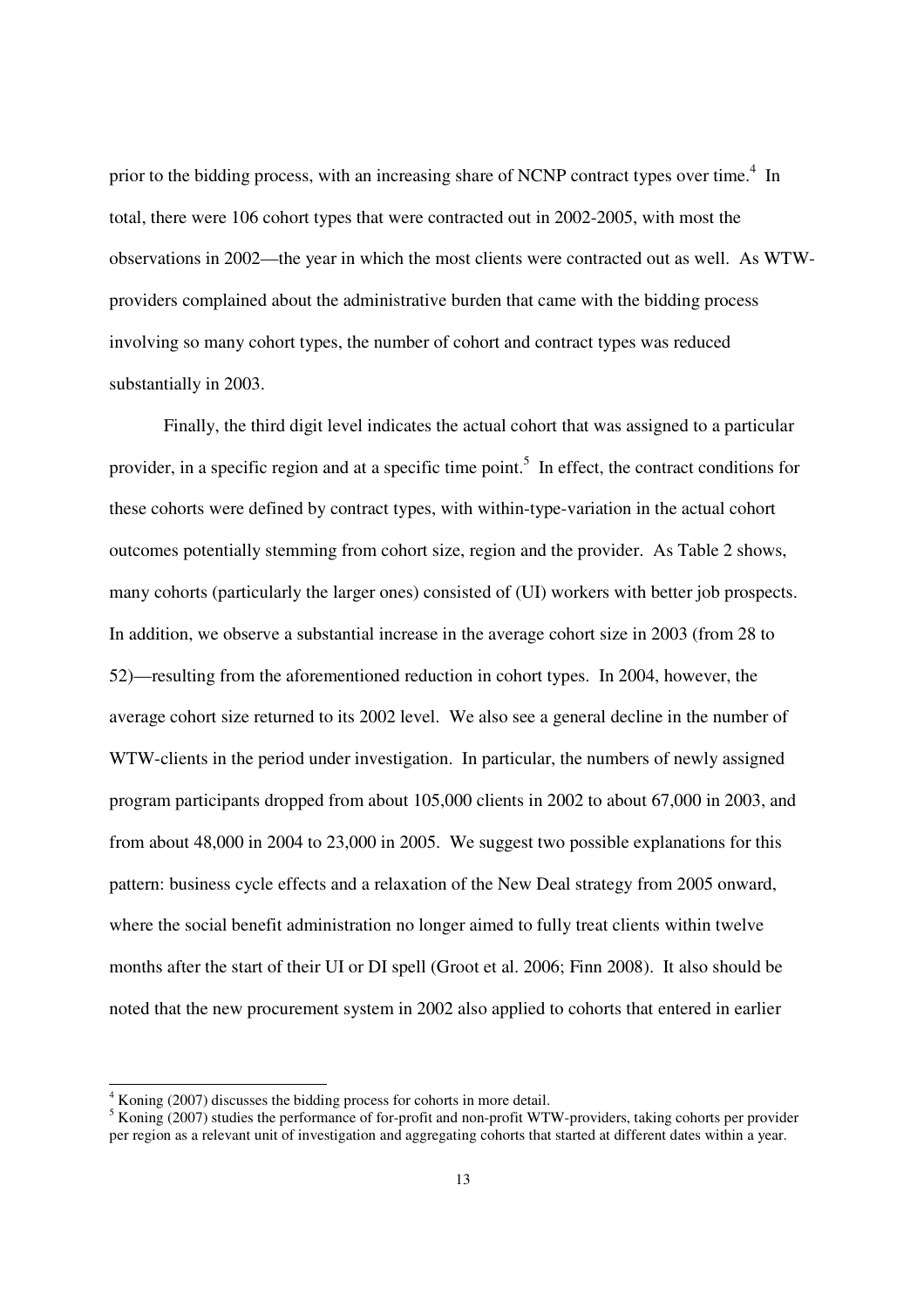prior to the bidding process, with an increasing share of NCNP contract types over time.[4] In total, there were 106 cohort types that were contracted out in 2002-2005, with most the observations in 2002—the year in which the most clients were contracted out as well. As WTW-providers complained about the administrative burden that came with the bidding process involving so many cohort types, the number of cohort and contract types was reduced substantially in 2003.

Finally, the third digit level indicates the actual cohort that was assigned to a particular provider, in a specific region and at a specific time point.[5] In effect, the contract conditions for these cohorts were defined by contract types, with within-type-variation in the actual cohort outcomes potentially stemming from cohort size, region and the provider. As Table 2 shows, many cohorts (particularly the larger ones) consisted of (UI) workers with better job prospects. In addition, we observe a substantial increase in the average cohort size in 2003 (from 28 to 52)—resulting from the aforementioned reduction in cohort types. In 2004, however, the average cohort size returned to its 2002 level. We also see a general decline in the number of WTW-clients in the period under investigation. In particular, the numbers of newly assigned program participants dropped from about 105,000 clients in 2002 to about 67,000 in 2003, and from about 48,000 in 2004 to 23,000 in 2005. We suggest two possible explanations for this pattern: business cycle effects and a relaxation of the New Deal strategy from 2005 onward, where the social benefit administration no longer aimed to fully treat clients within twelve months after the start of their UI or DI spell (Groot et al. 2006; Finn 2008). It also should be noted that the new procurement system in 2002 also applied to cohorts that entered in earlier

[4] Koning (2007) discusses the bidding process for cohorts in more detail.

[5] Koning (2007) studies the performance of for-profit and non-profit WTW-providers, taking cohorts per provider per region as a relevant unit of investigation and aggregating cohorts that started at different dates within a year.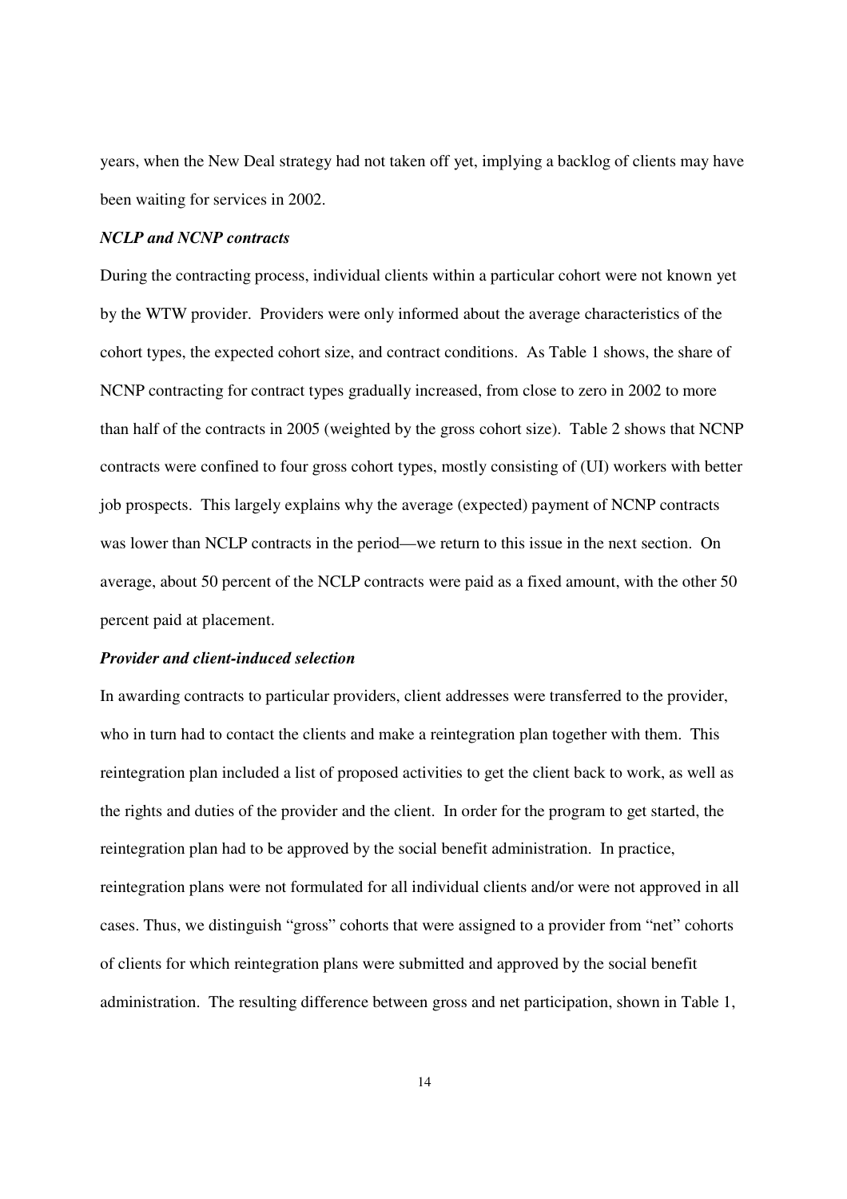years, when the New Deal strategy had not taken off yet, implying a backlog of clients may have been waiting for services in 2002.

***NCLP and NCNP contracts***

During the contracting process, individual clients within a particular cohort were not known yet by the WTW provider. Providers were only informed about the average characteristics of the cohort types, the expected cohort size, and contract conditions. As Table 1 shows, the share of NCNP contracting for contract types gradually increased, from close to zero in 2002 to more than half of the contracts in 2005 (weighted by the gross cohort size). Table 2 shows that NCNP contracts were confined to four gross cohort types, mostly consisting of (UI) workers with better job prospects. This largely explains why the average (expected) payment of NCNP contracts was lower than NCLP contracts in the period—we return to this issue in the next section. On average, about 50 percent of the NCLP contracts were paid as a fixed amount, with the other 50 percent paid at placement.

***Provider and client-induced selection***

In awarding contracts to particular providers, client addresses were transferred to the provider, who in turn had to contact the clients and make a reintegration plan together with them. This reintegration plan included a list of proposed activities to get the client back to work, as well as the rights and duties of the provider and the client. In order for the program to get started, the reintegration plan had to be approved by the social benefit administration. In practice, reintegration plans were not formulated for all individual clients and/or were not approved in all cases. Thus, we distinguish "gross" cohorts that were assigned to a provider from "net" cohorts of clients for which reintegration plans were submitted and approved by the social benefit administration. The resulting difference between gross and net participation, shown in Table 1,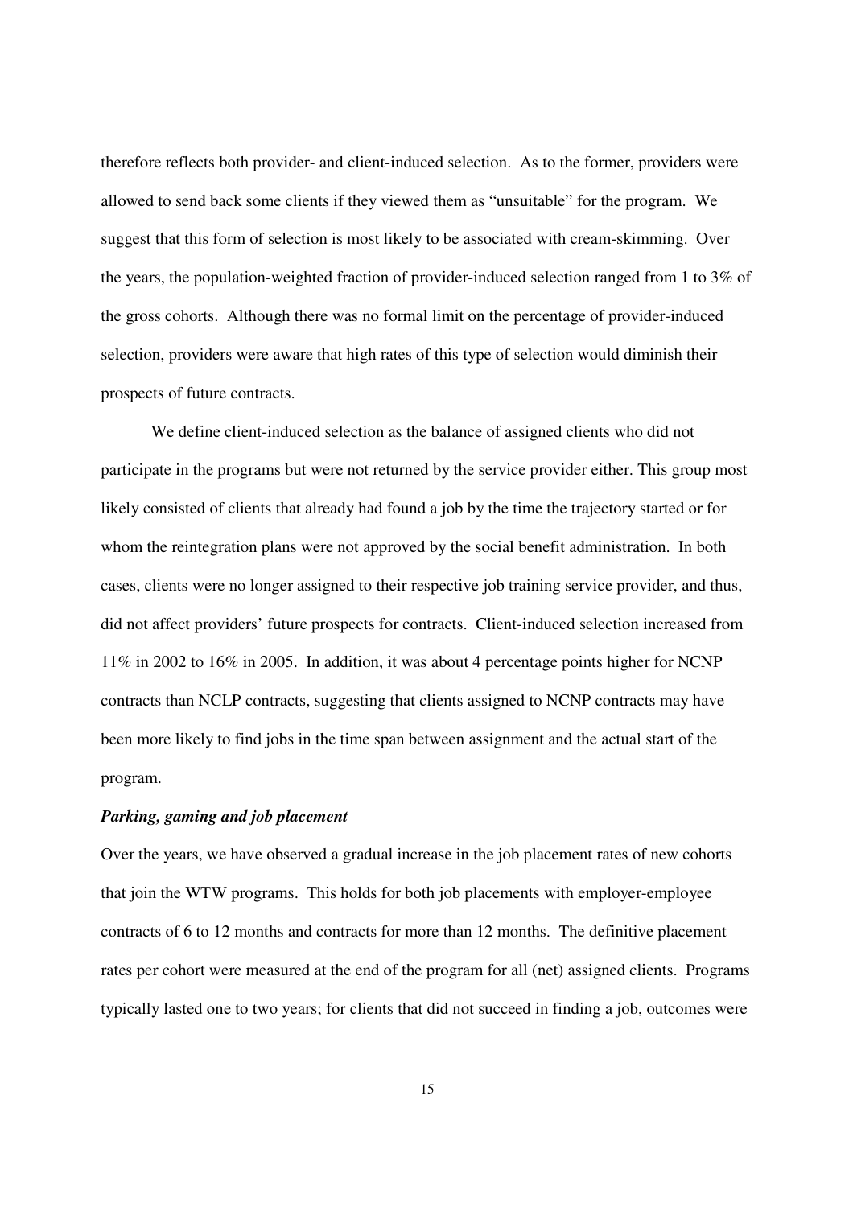therefore reflects both provider- and client-induced selection. As to the former, providers were allowed to send back some clients if they viewed them as "unsuitable" for the program. We suggest that this form of selection is most likely to be associated with cream-skimming. Over the years, the population-weighted fraction of provider-induced selection ranged from 1 to 3% of the gross cohorts. Although there was no formal limit on the percentage of provider-induced selection, providers were aware that high rates of this type of selection would diminish their prospects of future contracts.

We define client-induced selection as the balance of assigned clients who did not participate in the programs but were not returned by the service provider either. This group most likely consisted of clients that already had found a job by the time the trajectory started or for whom the reintegration plans were not approved by the social benefit administration. In both cases, clients were no longer assigned to their respective job training service provider, and thus, did not affect providers' future prospects for contracts. Client-induced selection increased from 11% in 2002 to 16% in 2005. In addition, it was about 4 percentage points higher for NCNP contracts than NCLP contracts, suggesting that clients assigned to NCNP contracts may have been more likely to find jobs in the time span between assignment and the actual start of the program.

***Parking, gaming and job placement***

Over the years, we have observed a gradual increase in the job placement rates of new cohorts that join the WTW programs. This holds for both job placements with employer-employee contracts of 6 to 12 months and contracts for more than 12 months. The definitive placement rates per cohort were measured at the end of the program for all (net) assigned clients. Programs typically lasted one to two years; for clients that did not succeed in finding a job, outcomes were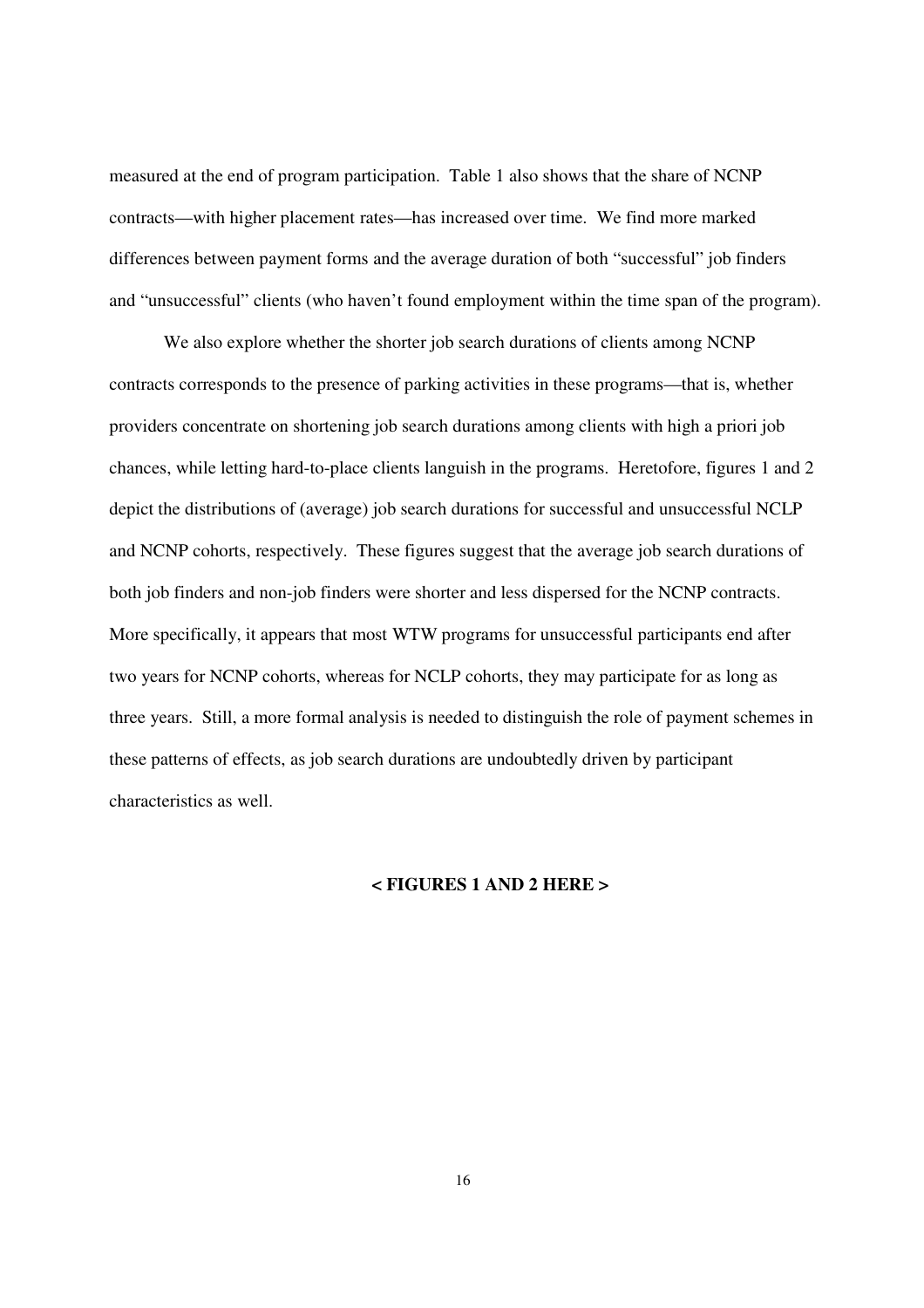measured at the end of program participation. Table 1 also shows that the share of NCNP contracts—with higher placement rates—has increased over time. We find more marked differences between payment forms and the average duration of both "successful" job finders and "unsuccessful" clients (who haven't found employment within the time span of the program).

We also explore whether the shorter job search durations of clients among NCNP contracts corresponds to the presence of parking activities in these programs—that is, whether providers concentrate on shortening job search durations among clients with high a priori job chances, while letting hard-to-place clients languish in the programs. Heretofore, figures 1 and 2 depict the distributions of (average) job search durations for successful and unsuccessful NCLP and NCNP cohorts, respectively. These figures suggest that the average job search durations of both job finders and non-job finders were shorter and less dispersed for the NCNP contracts. More specifically, it appears that most WTW programs for unsuccessful participants end after two years for NCNP cohorts, whereas for NCLP cohorts, they may participate for as long as three years. Still, a more formal analysis is needed to distinguish the role of payment schemes in these patterns of effects, as job search durations are undoubtedly driven by participant characteristics as well.

**< FIGURES 1 AND 2 HERE >**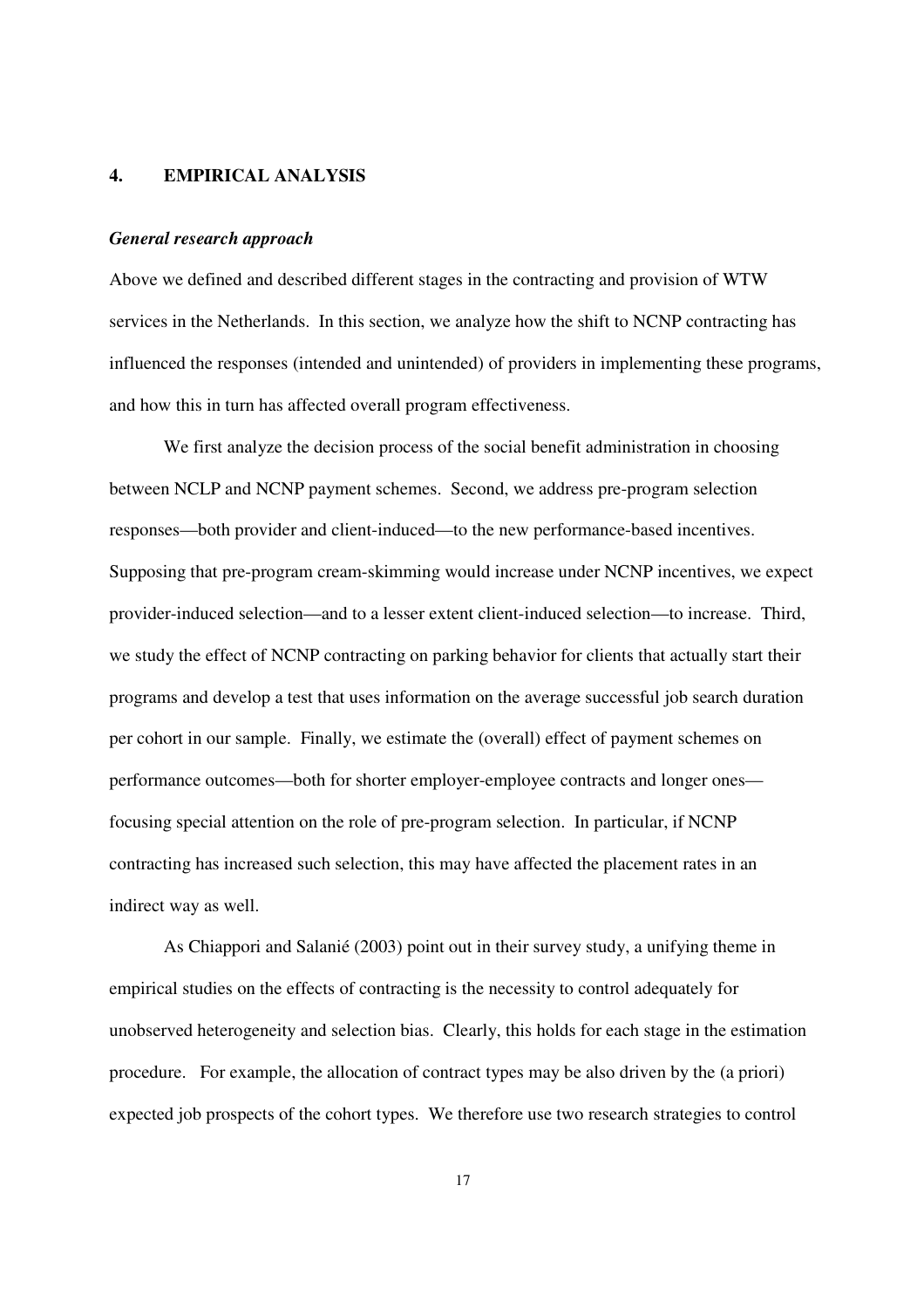## 4. EMPIRICAL ANALYSIS

### *General research approach*

Above we defined and described different stages in the contracting and provision of WTW services in the Netherlands. In this section, we analyze how the shift to NCNP contracting has influenced the responses (intended and unintended) of providers in implementing these programs, and how this in turn has affected overall program effectiveness.

We first analyze the decision process of the social benefit administration in choosing between NCLP and NCNP payment schemes. Second, we address pre-program selection responses—both provider and client-induced—to the new performance-based incentives. Supposing that pre-program cream-skimming would increase under NCNP incentives, we expect provider-induced selection—and to a lesser extent client-induced selection—to increase. Third, we study the effect of NCNP contracting on parking behavior for clients that actually start their programs and develop a test that uses information on the average successful job search duration per cohort in our sample. Finally, we estimate the (overall) effect of payment schemes on performance outcomes—both for shorter employer-employee contracts and longer ones—focusing special attention on the role of pre-program selection. In particular, if NCNP contracting has increased such selection, this may have affected the placement rates in an indirect way as well.

As Chiappori and Salanié (2003) point out in their survey study, a unifying theme in empirical studies on the effects of contracting is the necessity to control adequately for unobserved heterogeneity and selection bias. Clearly, this holds for each stage in the estimation procedure. For example, the allocation of contract types may be also driven by the (a priori) expected job prospects of the cohort types. We therefore use two research strategies to control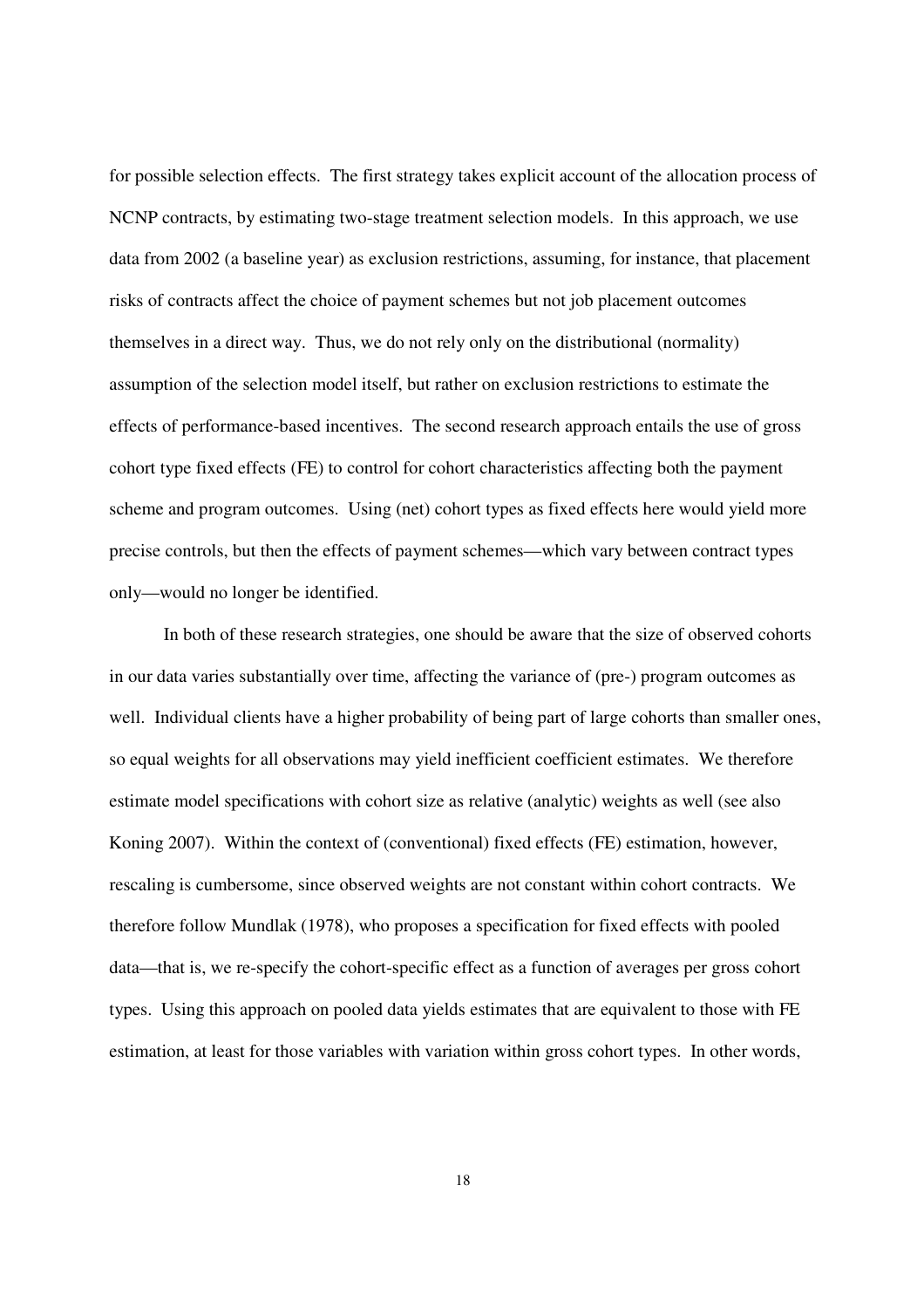for possible selection effects. The first strategy takes explicit account of the allocation process of NCNP contracts, by estimating two-stage treatment selection models. In this approach, we use data from 2002 (a baseline year) as exclusion restrictions, assuming, for instance, that placement risks of contracts affect the choice of payment schemes but not job placement outcomes themselves in a direct way. Thus, we do not rely only on the distributional (normality) assumption of the selection model itself, but rather on exclusion restrictions to estimate the effects of performance-based incentives. The second research approach entails the use of gross cohort type fixed effects (FE) to control for cohort characteristics affecting both the payment scheme and program outcomes. Using (net) cohort types as fixed effects here would yield more precise controls, but then the effects of payment schemes—which vary between contract types only—would no longer be identified.

In both of these research strategies, one should be aware that the size of observed cohorts in our data varies substantially over time, affecting the variance of (pre-) program outcomes as well. Individual clients have a higher probability of being part of large cohorts than smaller ones, so equal weights for all observations may yield inefficient coefficient estimates. We therefore estimate model specifications with cohort size as relative (analytic) weights as well (see also Koning 2007). Within the context of (conventional) fixed effects (FE) estimation, however, rescaling is cumbersome, since observed weights are not constant within cohort contracts. We therefore follow Mundlak (1978), who proposes a specification for fixed effects with pooled data—that is, we re-specify the cohort-specific effect as a function of averages per gross cohort types. Using this approach on pooled data yields estimates that are equivalent to those with FE estimation, at least for those variables with variation within gross cohort types. In other words,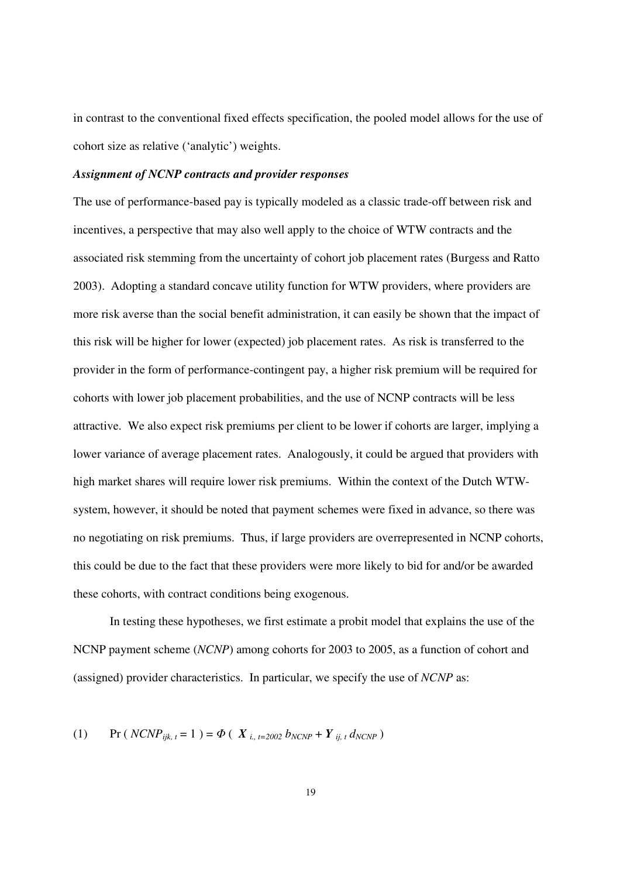in contrast to the conventional fixed effects specification, the pooled model allows for the use of cohort size as relative ('analytic') weights.

### *Assignment of NCNP contracts and provider responses*

The use of performance-based pay is typically modeled as a classic trade-off between risk and incentives, a perspective that may also well apply to the choice of WTW contracts and the associated risk stemming from the uncertainty of cohort job placement rates (Burgess and Ratto 2003). Adopting a standard concave utility function for WTW providers, where providers are more risk averse than the social benefit administration, it can easily be shown that the impact of this risk will be higher for lower (expected) job placement rates. As risk is transferred to the provider in the form of performance-contingent pay, a higher risk premium will be required for cohorts with lower job placement probabilities, and the use of NCNP contracts will be less attractive. We also expect risk premiums per client to be lower if cohorts are larger, implying a lower variance of average placement rates. Analogously, it could be argued that providers with high market shares will require lower risk premiums. Within the context of the Dutch WTW-system, however, it should be noted that payment schemes were fixed in advance, so there was no negotiating on risk premiums. Thus, if large providers are overrepresented in NCNP cohorts, this could be due to the fact that these providers were more likely to bid for and/or be awarded these cohorts, with contract conditions being exogenous.

In testing these hypotheses, we first estimate a probit model that explains the use of the NCNP payment scheme (*NCNP*) among cohorts for 2003 to 2005, as a function of cohort and (assigned) provider characteristics. In particular, we specify the use of *NCNP* as:

$$\text{(1)} \qquad \Pr(NCNP_{ijk,\,t} = 1) = \Phi(\boldsymbol{X}_{i.,\,t=2002}\, b_{NCNP} + \boldsymbol{Y}_{ij,\,t}\, d_{NCNP})$$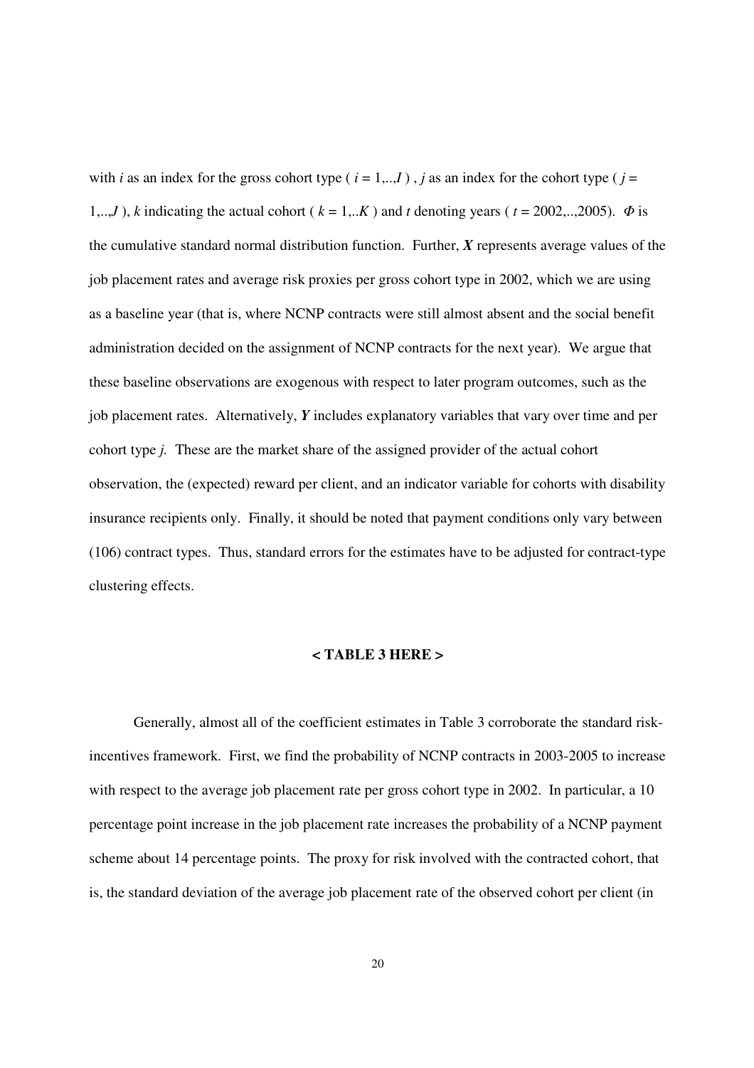with $i$ as an index for the gross cohort type ( $i = 1,..,I$ ) , $j$ as an index for the cohort type ( $j = 1,..,J$ ), $k$ indicating the actual cohort ( $k = 1,..K$ ) and $t$ denoting years ( $t = 2002,..,2005$). $\Phi$ is the cumulative standard normal distribution function. Further, $\boldsymbol{X}$ represents average values of the job placement rates and average risk proxies per gross cohort type in 2002, which we are using as a baseline year (that is, where NCNP contracts were still almost absent and the social benefit administration decided on the assignment of NCNP contracts for the next year). We argue that these baseline observations are exogenous with respect to later program outcomes, such as the job placement rates. Alternatively, $\boldsymbol{Y}$ includes explanatory variables that vary over time and per cohort type $j$. These are the market share of the assigned provider of the actual cohort observation, the (expected) reward per client, and an indicator variable for cohorts with disability insurance recipients only. Finally, it should be noted that payment conditions only vary between (106) contract types. Thus, standard errors for the estimates have to be adjusted for contract-type clustering effects.

**< TABLE 3 HERE >**

Generally, almost all of the coefficient estimates in Table 3 corroborate the standard risk-incentives framework. First, we find the probability of NCNP contracts in 2003-2005 to increase with respect to the average job placement rate per gross cohort type in 2002. In particular, a 10 percentage point increase in the job placement rate increases the probability of a NCNP payment scheme about 14 percentage points. The proxy for risk involved with the contracted cohort, that is, the standard deviation of the average job placement rate of the observed cohort per client (in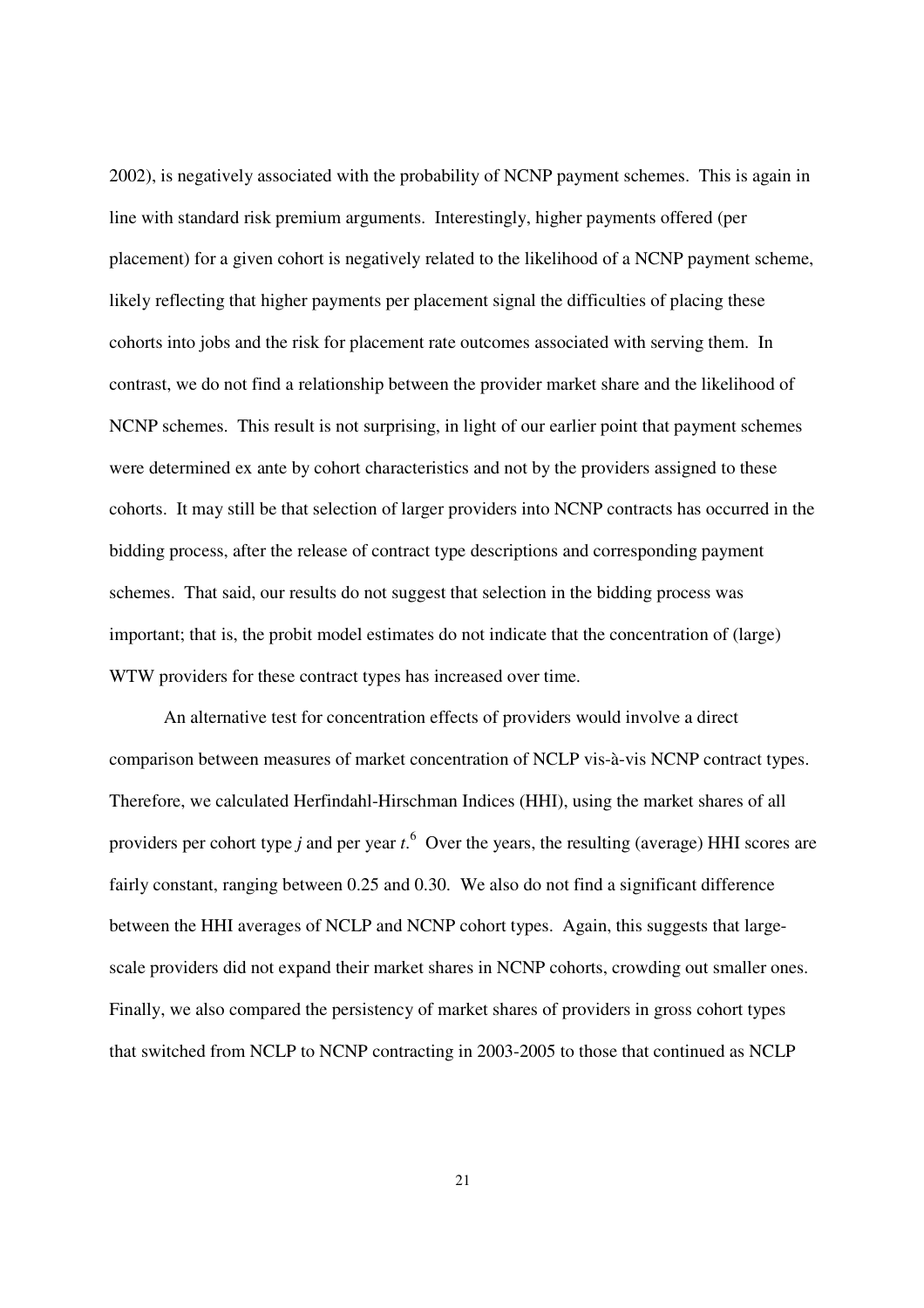2002), is negatively associated with the probability of NCNP payment schemes. This is again in line with standard risk premium arguments. Interestingly, higher payments offered (per placement) for a given cohort is negatively related to the likelihood of a NCNP payment scheme, likely reflecting that higher payments per placement signal the difficulties of placing these cohorts into jobs and the risk for placement rate outcomes associated with serving them. In contrast, we do not find a relationship between the provider market share and the likelihood of NCNP schemes. This result is not surprising, in light of our earlier point that payment schemes were determined ex ante by cohort characteristics and not by the providers assigned to these cohorts. It may still be that selection of larger providers into NCNP contracts has occurred in the bidding process, after the release of contract type descriptions and corresponding payment schemes. That said, our results do not suggest that selection in the bidding process was important; that is, the probit model estimates do not indicate that the concentration of (large) WTW providers for these contract types has increased over time.

An alternative test for concentration effects of providers would involve a direct comparison between measures of market concentration of NCLP vis-à-vis NCNP contract types. Therefore, we calculated Herfindahl-Hirschman Indices (HHI), using the market shares of all providers per cohort type $j$ and per year $t$.[6] Over the years, the resulting (average) HHI scores are fairly constant, ranging between 0.25 and 0.30. We also do not find a significant difference between the HHI averages of NCLP and NCNP cohort types. Again, this suggests that large-scale providers did not expand their market shares in NCNP cohorts, crowding out smaller ones. Finally, we also compared the persistency of market shares of providers in gross cohort types that switched from NCLP to NCNP contracting in 2003-2005 to those that continued as NCLP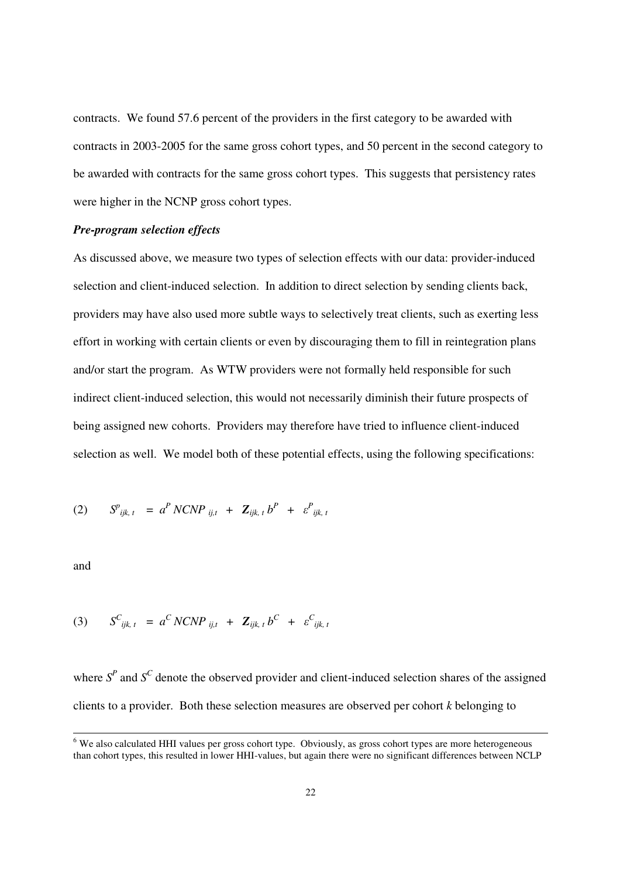contracts. We found 57.6 percent of the providers in the first category to be awarded with contracts in 2003-2005 for the same gross cohort types, and 50 percent in the second category to be awarded with contracts for the same gross cohort types. This suggests that persistency rates were higher in the NCNP gross cohort types.

***Pre-program selection effects***

As discussed above, we measure two types of selection effects with our data: provider-induced selection and client-induced selection. In addition to direct selection by sending clients back, providers may have also used more subtle ways to selectively treat clients, such as exerting less effort in working with certain clients or even by discouraging them to fill in reintegration plans and/or start the program. As WTW providers were not formally held responsible for such indirect client-induced selection, this would not necessarily diminish their future prospects of being assigned new cohorts. Providers may therefore have tried to influence client-induced selection as well. We model both of these potential effects, using the following specifications:

$$(2) \qquad S^{P}_{ijk,\,t} \;=\; a^{P}\, NCNP_{\,ij,t} \;+\; \mathbf{Z}_{ijk,\,t}\, b^{P} \;+\; \varepsilon^{P}_{\,ijk,\,t}$$

and

$$(3) \qquad S^{C}_{ijk,\,t} \;=\; a^{C}\, NCNP_{\,ij,t} \;+\; \mathbf{Z}_{ijk,\,t}\, b^{C} \;+\; \varepsilon^{C}_{\,ijk,\,t}$$

where $S^P$ and $S^C$ denote the observed provider and client-induced selection shares of the assigned clients to a provider. Both these selection measures are observed per cohort $k$ belonging to

---

[6] We also calculated HHI values per gross cohort type. Obviously, as gross cohort types are more heterogeneous than cohort types, this resulted in lower HHI-values, but again there were no significant differences between NCLP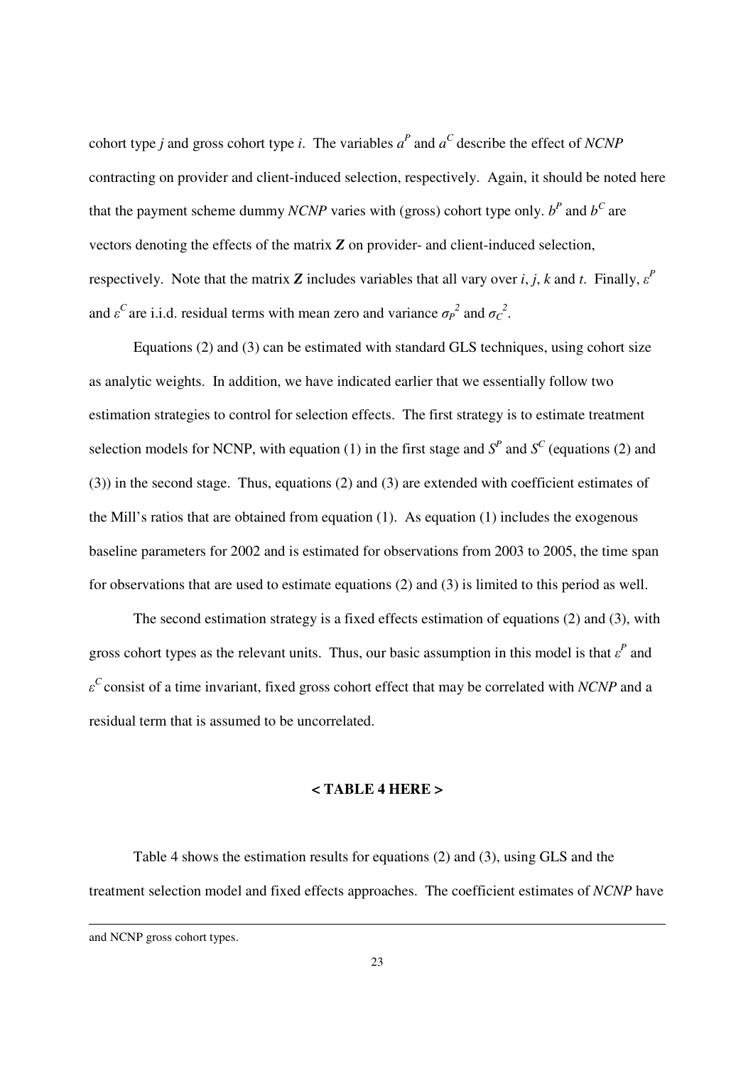cohort type $j$ and gross cohort type $i$. The variables $a^P$ and $a^C$ describe the effect of *NCNP* contracting on provider and client-induced selection, respectively. Again, it should be noted here that the payment scheme dummy *NCNP* varies with (gross) cohort type only. $b^P$ and $b^C$ are vectors denoting the effects of the matrix $\boldsymbol{Z}$ on provider- and client-induced selection, respectively. Note that the matrix $\boldsymbol{Z}$ includes variables that all vary over $i$, $j$, $k$ and $t$. Finally, $\varepsilon^P$ and $\varepsilon^C$ are i.i.d. residual terms with mean zero and variance $\sigma_P^2$ and $\sigma_C^2$.

Equations (2) and (3) can be estimated with standard GLS techniques, using cohort size as analytic weights. In addition, we have indicated earlier that we essentially follow two estimation strategies to control for selection effects. The first strategy is to estimate treatment selection models for NCNP, with equation (1) in the first stage and $S^P$ and $S^C$ (equations (2) and (3)) in the second stage. Thus, equations (2) and (3) are extended with coefficient estimates of the Mill's ratios that are obtained from equation (1). As equation (1) includes the exogenous baseline parameters for 2002 and is estimated for observations from 2003 to 2005, the time span for observations that are used to estimate equations (2) and (3) is limited to this period as well.

The second estimation strategy is a fixed effects estimation of equations (2) and (3), with gross cohort types as the relevant units. Thus, our basic assumption in this model is that $\varepsilon^P$ and $\varepsilon^C$ consist of a time invariant, fixed gross cohort effect that may be correlated with *NCNP* and a residual term that is assumed to be uncorrelated.

**< TABLE 4 HERE >**

Table 4 shows the estimation results for equations (2) and (3), using GLS and the treatment selection model and fixed effects approaches. The coefficient estimates of *NCNP* have

and NCNP gross cohort types.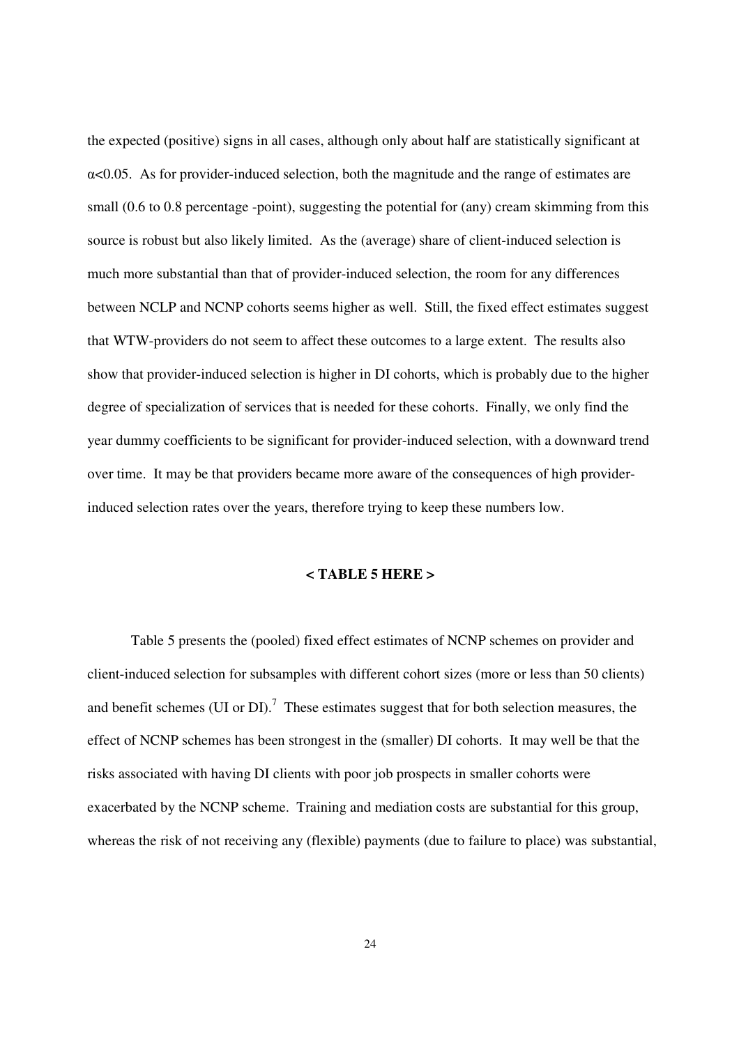the expected (positive) signs in all cases, although only about half are statistically significant at $\alpha<0.05$. As for provider-induced selection, both the magnitude and the range of estimates are small (0.6 to 0.8 percentage -point), suggesting the potential for (any) cream skimming from this source is robust but also likely limited. As the (average) share of client-induced selection is much more substantial than that of provider-induced selection, the room for any differences between NCLP and NCNP cohorts seems higher as well. Still, the fixed effect estimates suggest that WTW-providers do not seem to affect these outcomes to a large extent. The results also show that provider-induced selection is higher in DI cohorts, which is probably due to the higher degree of specialization of services that is needed for these cohorts. Finally, we only find the year dummy coefficients to be significant for provider-induced selection, with a downward trend over time. It may be that providers became more aware of the consequences of high provider-induced selection rates over the years, therefore trying to keep these numbers low.

**< TABLE 5 HERE >**

Table 5 presents the (pooled) fixed effect estimates of NCNP schemes on provider and client-induced selection for subsamples with different cohort sizes (more or less than 50 clients) and benefit schemes (UI or DI).[7] These estimates suggest that for both selection measures, the effect of NCNP schemes has been strongest in the (smaller) DI cohorts. It may well be that the risks associated with having DI clients with poor job prospects in smaller cohorts were exacerbated by the NCNP scheme. Training and mediation costs are substantial for this group, whereas the risk of not receiving any (flexible) payments (due to failure to place) was substantial,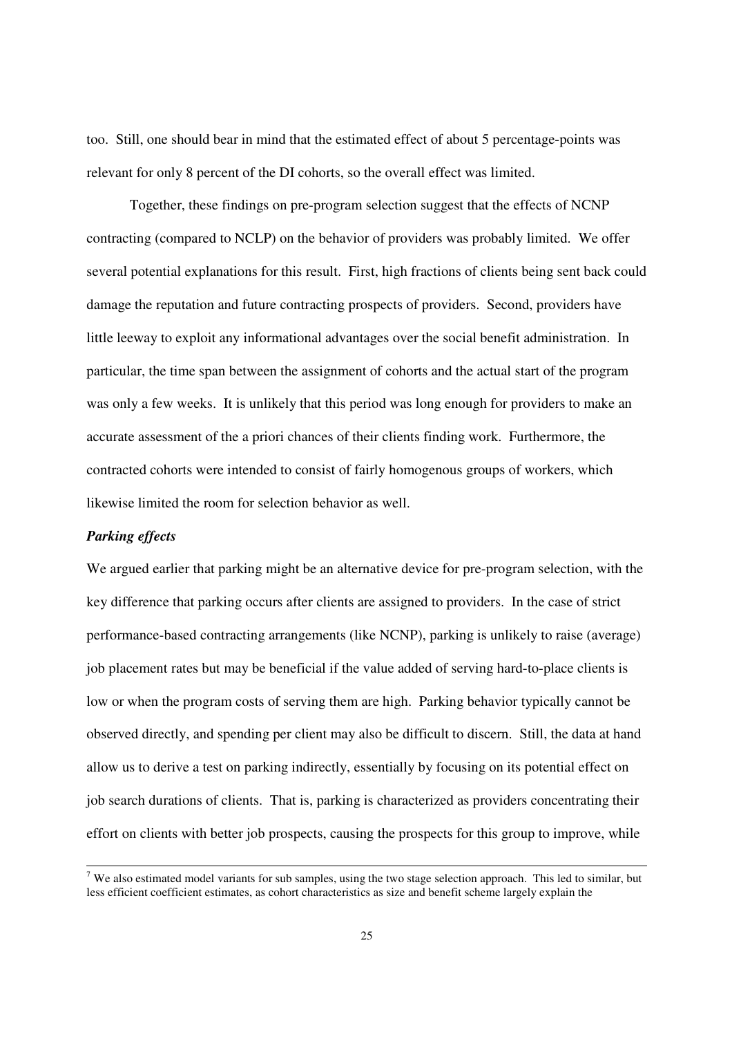too. Still, one should bear in mind that the estimated effect of about 5 percentage-points was relevant for only 8 percent of the DI cohorts, so the overall effect was limited.

Together, these findings on pre-program selection suggest that the effects of NCNP contracting (compared to NCLP) on the behavior of providers was probably limited. We offer several potential explanations for this result. First, high fractions of clients being sent back could damage the reputation and future contracting prospects of providers. Second, providers have little leeway to exploit any informational advantages over the social benefit administration. In particular, the time span between the assignment of cohorts and the actual start of the program was only a few weeks. It is unlikely that this period was long enough for providers to make an accurate assessment of the a priori chances of their clients finding work. Furthermore, the contracted cohorts were intended to consist of fairly homogenous groups of workers, which likewise limited the room for selection behavior as well.

***Parking effects***

We argued earlier that parking might be an alternative device for pre-program selection, with the key difference that parking occurs after clients are assigned to providers. In the case of strict performance-based contracting arrangements (like NCNP), parking is unlikely to raise (average) job placement rates but may be beneficial if the value added of serving hard-to-place clients is low or when the program costs of serving them are high. Parking behavior typically cannot be observed directly, and spending per client may also be difficult to discern. Still, the data at hand allow us to derive a test on parking indirectly, essentially by focusing on its potential effect on job search durations of clients. That is, parking is characterized as providers concentrating their effort on clients with better job prospects, causing the prospects for this group to improve, while

[7] We also estimated model variants for sub samples, using the two stage selection approach. This led to similar, but less efficient coefficient estimates, as cohort characteristics as size and benefit scheme largely explain the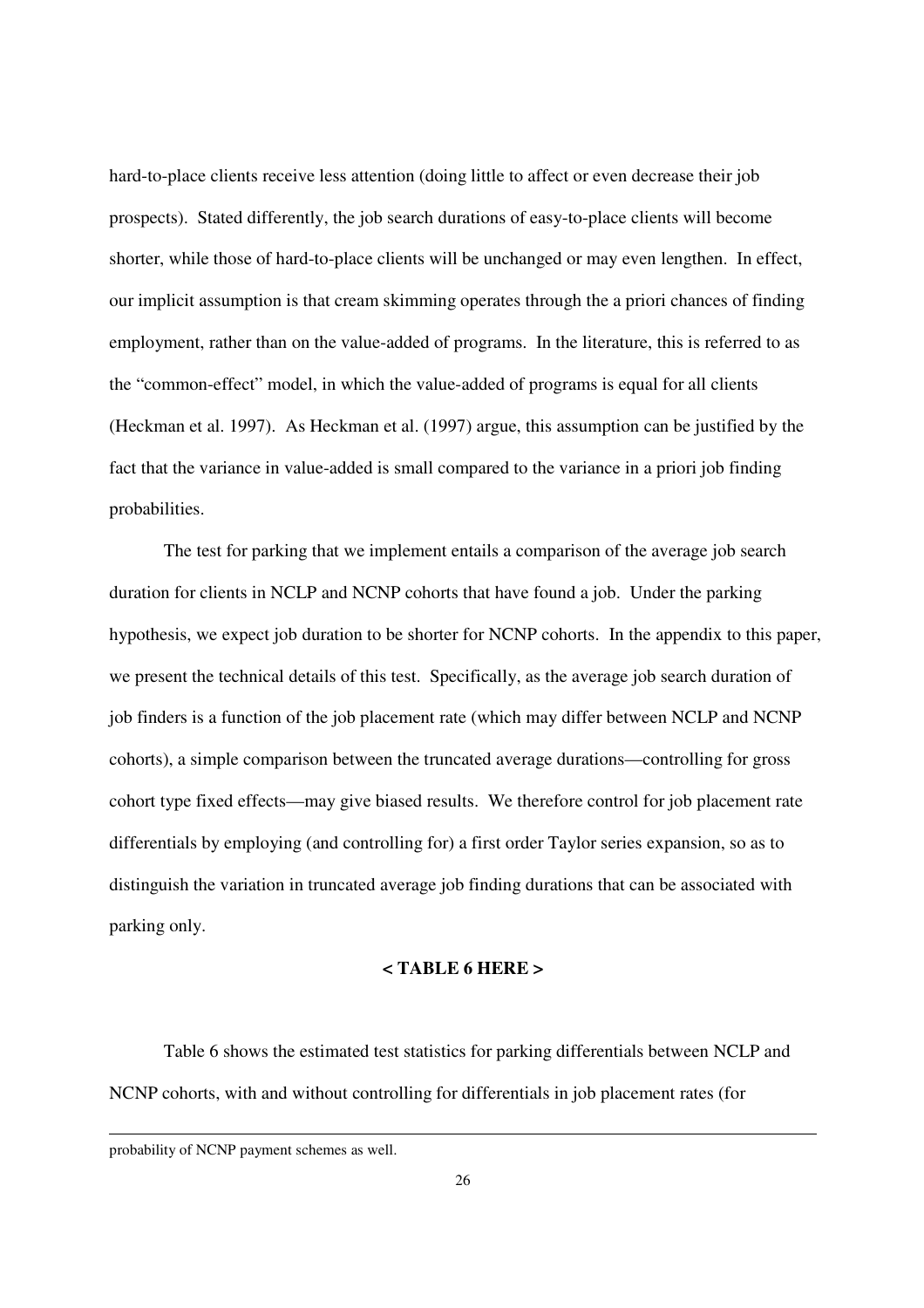hard-to-place clients receive less attention (doing little to affect or even decrease their job prospects). Stated differently, the job search durations of easy-to-place clients will become shorter, while those of hard-to-place clients will be unchanged or may even lengthen. In effect, our implicit assumption is that cream skimming operates through the a priori chances of finding employment, rather than on the value-added of programs. In the literature, this is referred to as the "common-effect" model, in which the value-added of programs is equal for all clients (Heckman et al. 1997). As Heckman et al. (1997) argue, this assumption can be justified by the fact that the variance in value-added is small compared to the variance in a priori job finding probabilities.

The test for parking that we implement entails a comparison of the average job search duration for clients in NCLP and NCNP cohorts that have found a job. Under the parking hypothesis, we expect job duration to be shorter for NCNP cohorts. In the appendix to this paper, we present the technical details of this test. Specifically, as the average job search duration of job finders is a function of the job placement rate (which may differ between NCLP and NCNP cohorts), a simple comparison between the truncated average durations—controlling for gross cohort type fixed effects—may give biased results. We therefore control for job placement rate differentials by employing (and controlling for) a first order Taylor series expansion, so as to distinguish the variation in truncated average job finding durations that can be associated with parking only.

**< TABLE 6 HERE >**

Table 6 shows the estimated test statistics for parking differentials between NCLP and NCNP cohorts, with and without controlling for differentials in job placement rates (for

---

probability of NCNP payment schemes as well.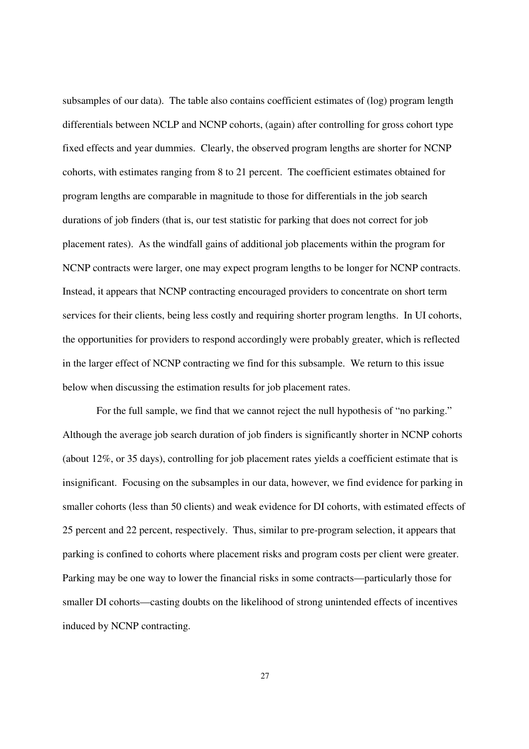subsamples of our data). The table also contains coefficient estimates of (log) program length differentials between NCLP and NCNP cohorts, (again) after controlling for gross cohort type fixed effects and year dummies. Clearly, the observed program lengths are shorter for NCNP cohorts, with estimates ranging from 8 to 21 percent. The coefficient estimates obtained for program lengths are comparable in magnitude to those for differentials in the job search durations of job finders (that is, our test statistic for parking that does not correct for job placement rates). As the windfall gains of additional job placements within the program for NCNP contracts were larger, one may expect program lengths to be longer for NCNP contracts. Instead, it appears that NCNP contracting encouraged providers to concentrate on short term services for their clients, being less costly and requiring shorter program lengths. In UI cohorts, the opportunities for providers to respond accordingly were probably greater, which is reflected in the larger effect of NCNP contracting we find for this subsample. We return to this issue below when discussing the estimation results for job placement rates.

For the full sample, we find that we cannot reject the null hypothesis of "no parking." Although the average job search duration of job finders is significantly shorter in NCNP cohorts (about 12%, or 35 days), controlling for job placement rates yields a coefficient estimate that is insignificant. Focusing on the subsamples in our data, however, we find evidence for parking in smaller cohorts (less than 50 clients) and weak evidence for DI cohorts, with estimated effects of 25 percent and 22 percent, respectively. Thus, similar to pre-program selection, it appears that parking is confined to cohorts where placement risks and program costs per client were greater. Parking may be one way to lower the financial risks in some contracts—particularly those for smaller DI cohorts—casting doubts on the likelihood of strong unintended effects of incentives induced by NCNP contracting.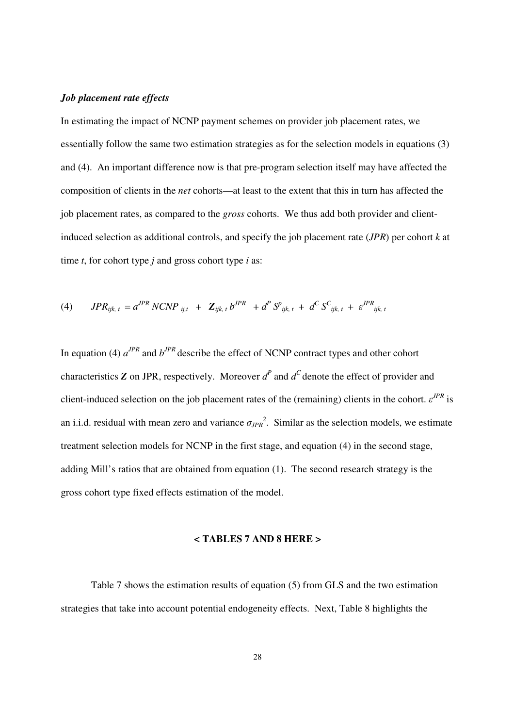***Job placement rate effects***

In estimating the impact of NCNP payment schemes on provider job placement rates, we essentially follow the same two estimation strategies as for the selection models in equations (3) and (4). An important difference now is that pre-program selection itself may have affected the composition of clients in the *net* cohorts—at least to the extent that this in turn has affected the job placement rates, as compared to the *gross* cohorts. We thus add both provider and client-induced selection as additional controls, and specify the job placement rate (*JPR*) per cohort *k* at time *t*, for cohort type *j* and gross cohort type *i* as:

$$(4) \qquad JPR_{ijk,\,t} = a^{JPR}\, NCNP_{\,ij,t} \;+\; \mathbf{Z}_{ijk,\,t}\, b^{JPR} \;+ d^{P}\, S^{p}_{\;ijk,\,t} \;+\; d^{C}\, S^{C}_{\;ijk,\,t} \;+\; \varepsilon^{JPR}_{\;ijk,\,t}$$

In equation (4) $a^{JPR}$ and $b^{JPR}$ describe the effect of NCNP contract types and other cohort characteristics $\mathbf{Z}$ on JPR, respectively. Moreover $d^{P}$ and $d^{C}$ denote the effect of provider and client-induced selection on the job placement rates of the (remaining) clients in the cohort. $\varepsilon^{JPR}$ is an i.i.d. residual with mean zero and variance $\sigma_{JPR}^{2}$. Similar as the selection models, we estimate treatment selection models for NCNP in the first stage, and equation (4) in the second stage, adding Mill's ratios that are obtained from equation (1). The second research strategy is the gross cohort type fixed effects estimation of the model.

**< TABLES 7 AND 8 HERE >**

Table 7 shows the estimation results of equation (5) from GLS and the two estimation strategies that take into account potential endogeneity effects. Next, Table 8 highlights the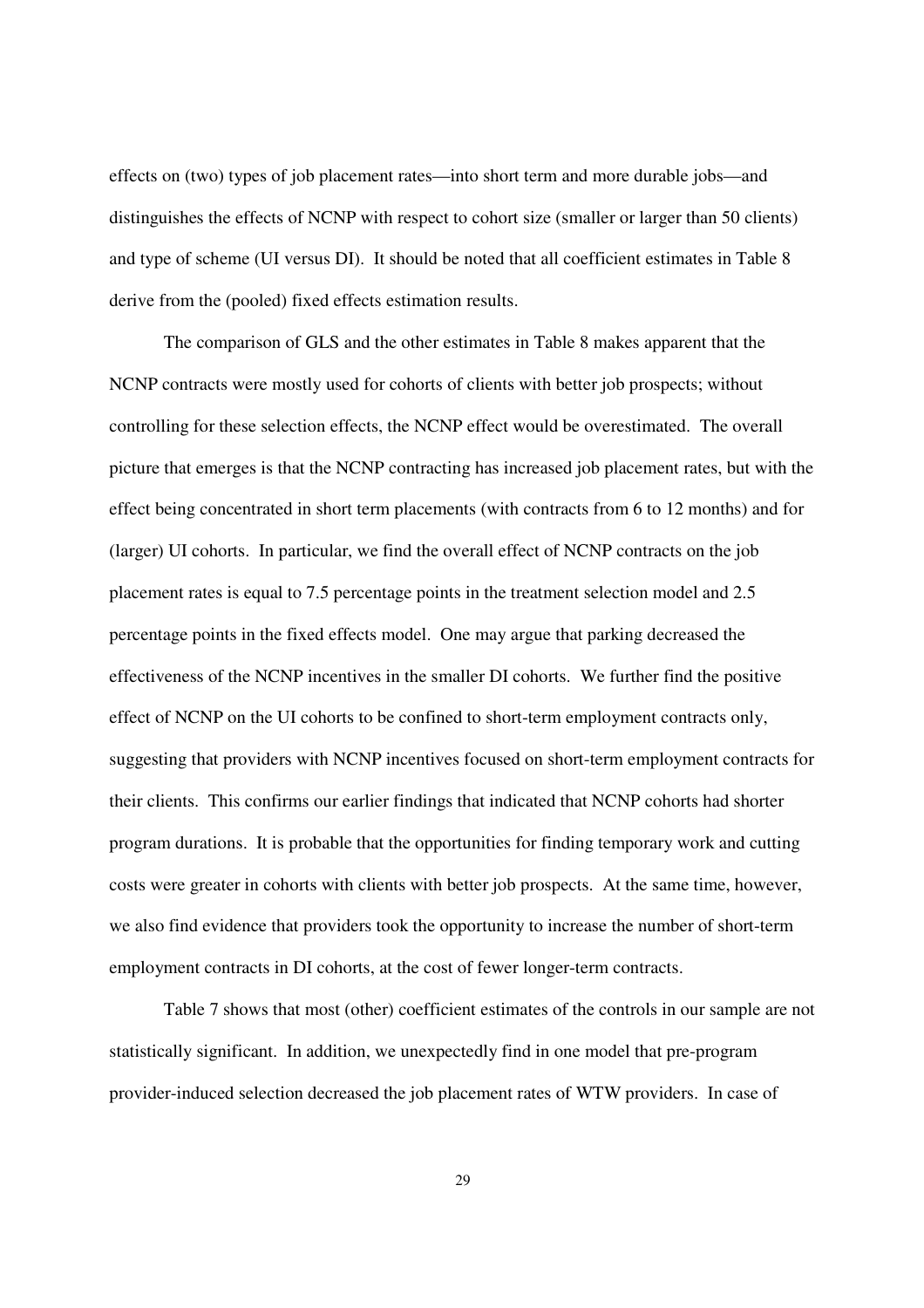effects on (two) types of job placement rates—into short term and more durable jobs—and distinguishes the effects of NCNP with respect to cohort size (smaller or larger than 50 clients) and type of scheme (UI versus DI). It should be noted that all coefficient estimates in Table 8 derive from the (pooled) fixed effects estimation results.

The comparison of GLS and the other estimates in Table 8 makes apparent that the NCNP contracts were mostly used for cohorts of clients with better job prospects; without controlling for these selection effects, the NCNP effect would be overestimated. The overall picture that emerges is that the NCNP contracting has increased job placement rates, but with the effect being concentrated in short term placements (with contracts from 6 to 12 months) and for (larger) UI cohorts. In particular, we find the overall effect of NCNP contracts on the job placement rates is equal to 7.5 percentage points in the treatment selection model and 2.5 percentage points in the fixed effects model. One may argue that parking decreased the effectiveness of the NCNP incentives in the smaller DI cohorts. We further find the positive effect of NCNP on the UI cohorts to be confined to short-term employment contracts only, suggesting that providers with NCNP incentives focused on short-term employment contracts for their clients. This confirms our earlier findings that indicated that NCNP cohorts had shorter program durations. It is probable that the opportunities for finding temporary work and cutting costs were greater in cohorts with clients with better job prospects. At the same time, however, we also find evidence that providers took the opportunity to increase the number of short-term employment contracts in DI cohorts, at the cost of fewer longer-term contracts.

Table 7 shows that most (other) coefficient estimates of the controls in our sample are not statistically significant. In addition, we unexpectedly find in one model that pre-program provider-induced selection decreased the job placement rates of WTW providers. In case of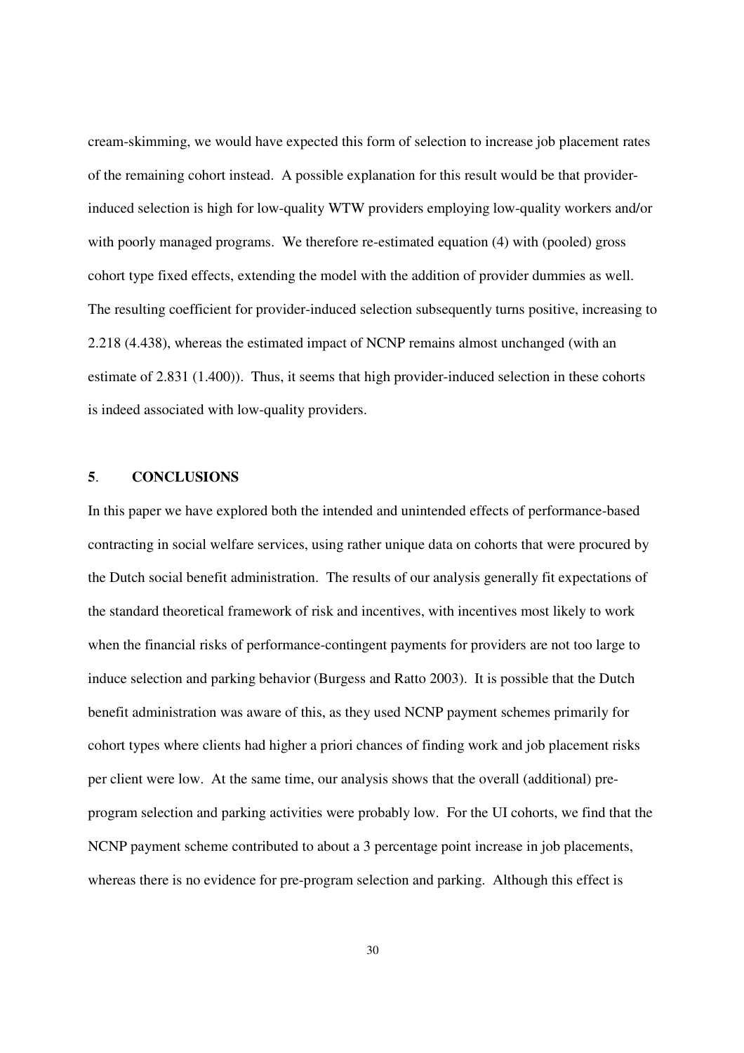cream-skimming, we would have expected this form of selection to increase job placement rates of the remaining cohort instead. A possible explanation for this result would be that provider-induced selection is high for low-quality WTW providers employing low-quality workers and/or with poorly managed programs. We therefore re-estimated equation (4) with (pooled) gross cohort type fixed effects, extending the model with the addition of provider dummies as well. The resulting coefficient for provider-induced selection subsequently turns positive, increasing to 2.218 (4.438), whereas the estimated impact of NCNP remains almost unchanged (with an estimate of 2.831 (1.400)). Thus, it seems that high provider-induced selection in these cohorts is indeed associated with low-quality providers.

## 5. CONCLUSIONS

In this paper we have explored both the intended and unintended effects of performance-based contracting in social welfare services, using rather unique data on cohorts that were procured by the Dutch social benefit administration. The results of our analysis generally fit expectations of the standard theoretical framework of risk and incentives, with incentives most likely to work when the financial risks of performance-contingent payments for providers are not too large to induce selection and parking behavior (Burgess and Ratto 2003). It is possible that the Dutch benefit administration was aware of this, as they used NCNP payment schemes primarily for cohort types where clients had higher a priori chances of finding work and job placement risks per client were low. At the same time, our analysis shows that the overall (additional) pre-program selection and parking activities were probably low. For the UI cohorts, we find that the NCNP payment scheme contributed to about a 3 percentage point increase in job placements, whereas there is no evidence for pre-program selection and parking. Although this effect is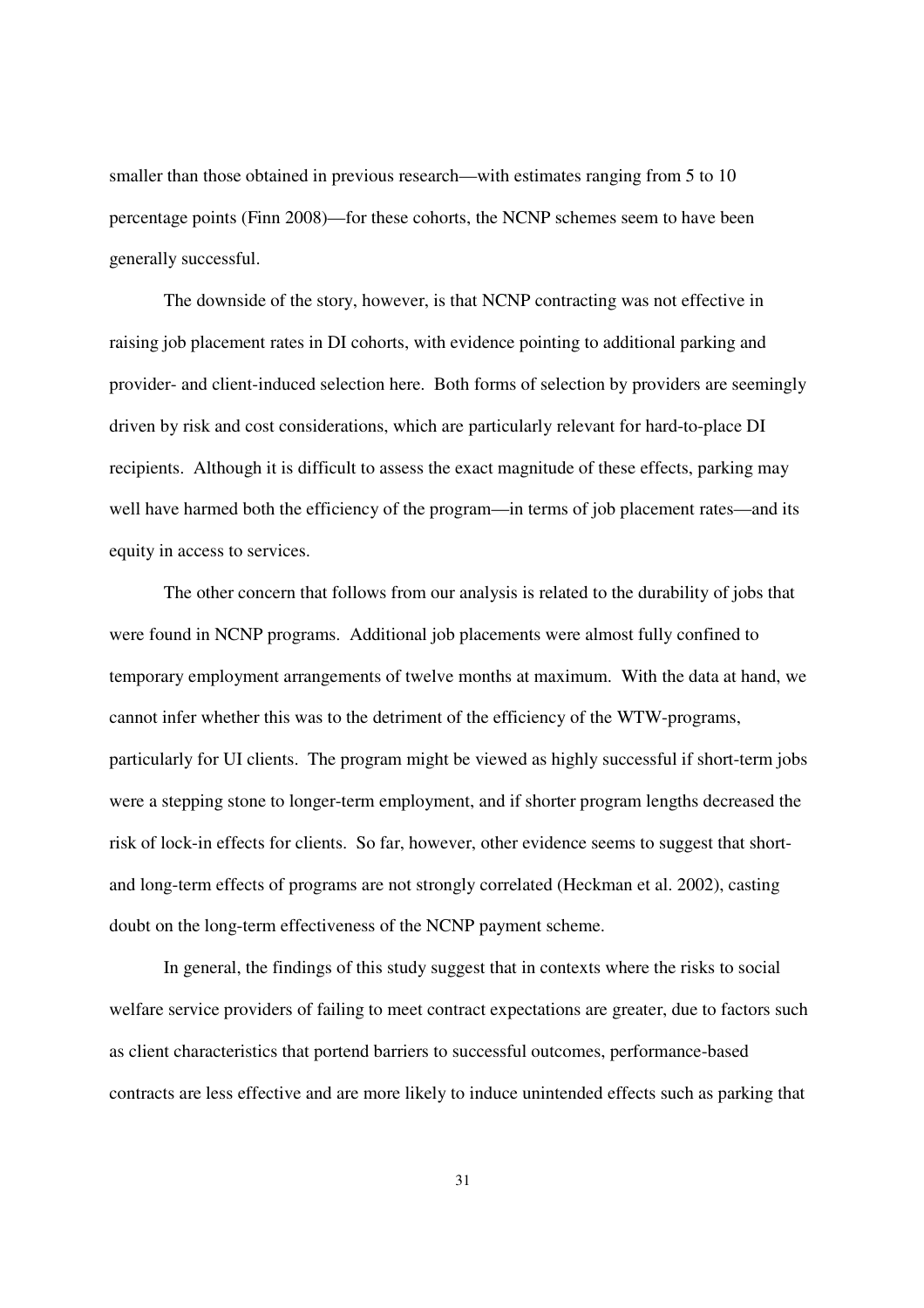smaller than those obtained in previous research—with estimates ranging from 5 to 10 percentage points (Finn 2008)—for these cohorts, the NCNP schemes seem to have been generally successful.

The downside of the story, however, is that NCNP contracting was not effective in raising job placement rates in DI cohorts, with evidence pointing to additional parking and provider- and client-induced selection here. Both forms of selection by providers are seemingly driven by risk and cost considerations, which are particularly relevant for hard-to-place DI recipients. Although it is difficult to assess the exact magnitude of these effects, parking may well have harmed both the efficiency of the program—in terms of job placement rates—and its equity in access to services.

The other concern that follows from our analysis is related to the durability of jobs that were found in NCNP programs. Additional job placements were almost fully confined to temporary employment arrangements of twelve months at maximum. With the data at hand, we cannot infer whether this was to the detriment of the efficiency of the WTW-programs, particularly for UI clients. The program might be viewed as highly successful if short-term jobs were a stepping stone to longer-term employment, and if shorter program lengths decreased the risk of lock-in effects for clients. So far, however, other evidence seems to suggest that short- and long-term effects of programs are not strongly correlated (Heckman et al. 2002), casting doubt on the long-term effectiveness of the NCNP payment scheme.

In general, the findings of this study suggest that in contexts where the risks to social welfare service providers of failing to meet contract expectations are greater, due to factors such as client characteristics that portend barriers to successful outcomes, performance-based contracts are less effective and are more likely to induce unintended effects such as parking that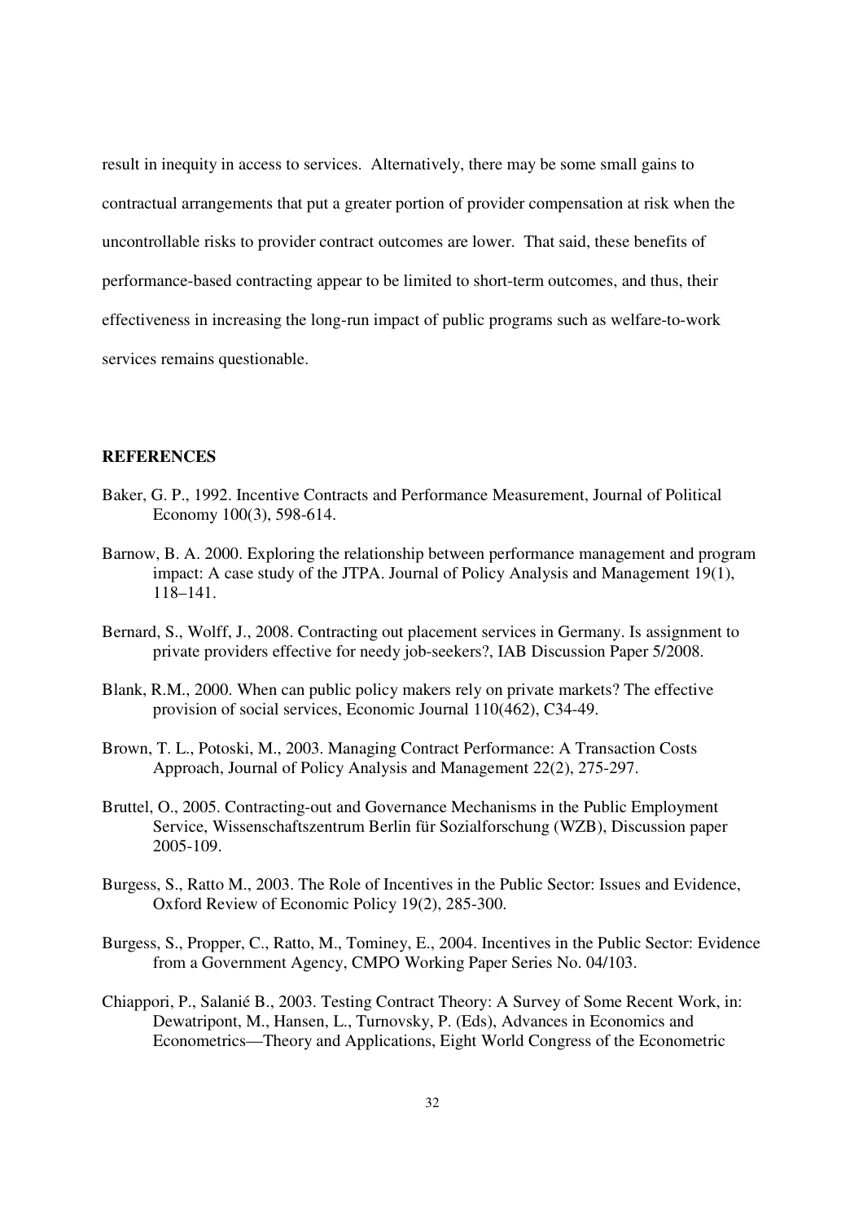result in inequity in access to services. Alternatively, there may be some small gains to contractual arrangements that put a greater portion of provider compensation at risk when the uncontrollable risks to provider contract outcomes are lower. That said, these benefits of performance-based contracting appear to be limited to short-term outcomes, and thus, their effectiveness in increasing the long-run impact of public programs such as welfare-to-work services remains questionable.

**REFERENCES**

Baker, G. P., 1992. Incentive Contracts and Performance Measurement, Journal of Political Economy 100(3), 598-614.

Barnow, B. A. 2000. Exploring the relationship between performance management and program impact: A case study of the JTPA. Journal of Policy Analysis and Management 19(1), 118–141.

Bernard, S., Wolff, J., 2008. Contracting out placement services in Germany. Is assignment to private providers effective for needy job-seekers?, IAB Discussion Paper 5/2008.

Blank, R.M., 2000. When can public policy makers rely on private markets? The effective provision of social services, Economic Journal 110(462), C34-49.

Brown, T. L., Potoski, M., 2003. Managing Contract Performance: A Transaction Costs Approach, Journal of Policy Analysis and Management 22(2), 275-297.

Bruttel, O., 2005. Contracting-out and Governance Mechanisms in the Public Employment Service, Wissenschaftszentrum Berlin für Sozialforschung (WZB), Discussion paper 2005-109.

Burgess, S., Ratto M., 2003. The Role of Incentives in the Public Sector: Issues and Evidence, Oxford Review of Economic Policy 19(2), 285-300.

Burgess, S., Propper, C., Ratto, M., Tominey, E., 2004. Incentives in the Public Sector: Evidence from a Government Agency, CMPO Working Paper Series No. 04/103.

Chiappori, P., Salanié B., 2003. Testing Contract Theory: A Survey of Some Recent Work, in: Dewatripont, M., Hansen, L., Turnovsky, P. (Eds), Advances in Economics and Econometrics—Theory and Applications, Eight World Congress of the Econometric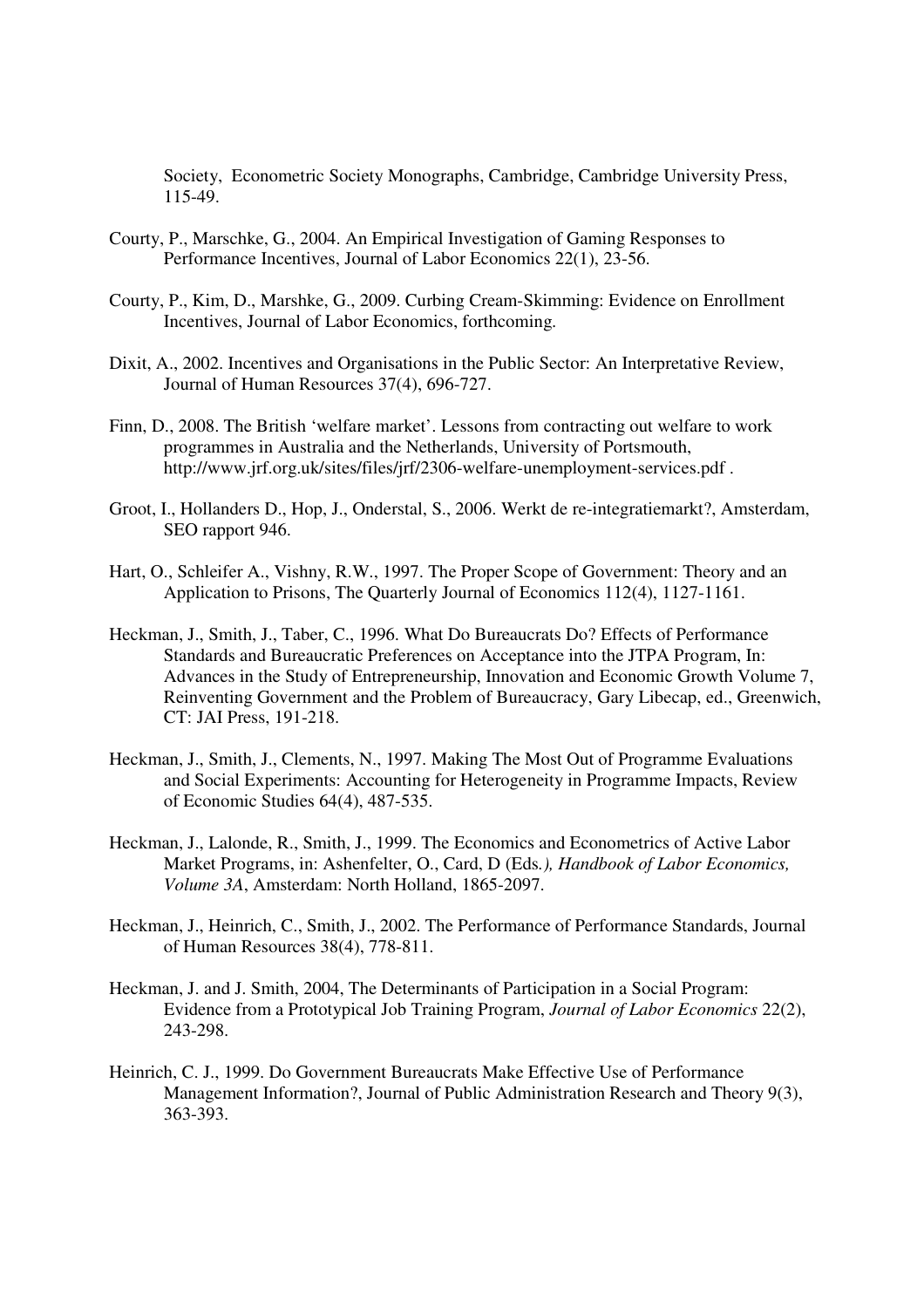Society, Econometric Society Monographs, Cambridge, Cambridge University Press, 115-49.

Courty, P., Marschke, G., 2004. An Empirical Investigation of Gaming Responses to Performance Incentives, Journal of Labor Economics 22(1), 23-56.

Courty, P., Kim, D., Marshke, G., 2009. Curbing Cream-Skimming: Evidence on Enrollment Incentives, Journal of Labor Economics, forthcoming.

Dixit, A., 2002. Incentives and Organisations in the Public Sector: An Interpretative Review, Journal of Human Resources 37(4), 696-727.

Finn, D., 2008. The British 'welfare market'. Lessons from contracting out welfare to work programmes in Australia and the Netherlands, University of Portsmouth, http://www.jrf.org.uk/sites/files/jrf/2306-welfare-unemployment-services.pdf .

Groot, I., Hollanders D., Hop, J., Onderstal, S., 2006. Werkt de re-integratiemarkt?, Amsterdam, SEO rapport 946.

Hart, O., Schleifer A., Vishny, R.W., 1997. The Proper Scope of Government: Theory and an Application to Prisons, The Quarterly Journal of Economics 112(4), 1127-1161.

Heckman, J., Smith, J., Taber, C., 1996. What Do Bureaucrats Do? Effects of Performance Standards and Bureaucratic Preferences on Acceptance into the JTPA Program, In: Advances in the Study of Entrepreneurship, Innovation and Economic Growth Volume 7, Reinventing Government and the Problem of Bureaucracy, Gary Libecap, ed., Greenwich, CT: JAI Press, 191-218.

Heckman, J., Smith, J., Clements, N., 1997. Making The Most Out of Programme Evaluations and Social Experiments: Accounting for Heterogeneity in Programme Impacts, Review of Economic Studies 64(4), 487-535.

Heckman, J., Lalonde, R., Smith, J., 1999. The Economics and Econometrics of Active Labor Market Programs, in: Ashenfelter, O., Card, D (Eds*.), Handbook of Labor Economics, Volume 3A*, Amsterdam: North Holland, 1865-2097.

Heckman, J., Heinrich, C., Smith, J., 2002. The Performance of Performance Standards, Journal of Human Resources 38(4), 778-811.

Heckman, J. and J. Smith, 2004, The Determinants of Participation in a Social Program: Evidence from a Prototypical Job Training Program, *Journal of Labor Economics* 22(2), 243-298.

Heinrich, C. J., 1999. Do Government Bureaucrats Make Effective Use of Performance Management Information?, Journal of Public Administration Research and Theory 9(3), 363-393.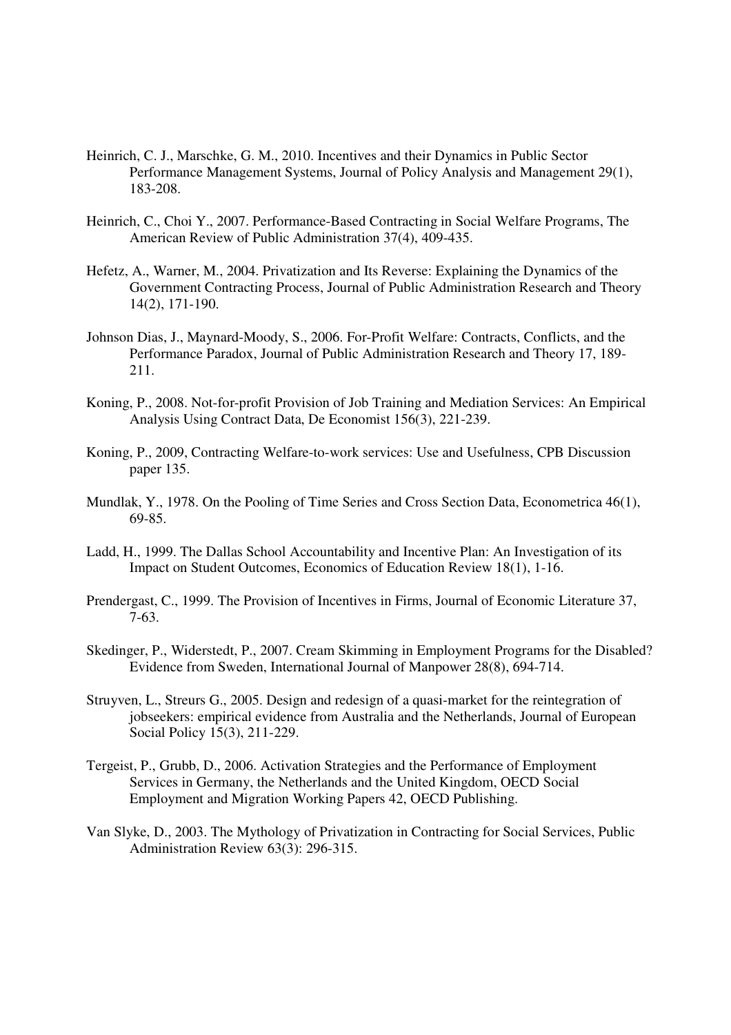Heinrich, C. J., Marschke, G. M., 2010. Incentives and their Dynamics in Public Sector Performance Management Systems, Journal of Policy Analysis and Management 29(1), 183-208.

Heinrich, C., Choi Y., 2007. Performance-Based Contracting in Social Welfare Programs, The American Review of Public Administration 37(4), 409-435.

Hefetz, A., Warner, M., 2004. Privatization and Its Reverse: Explaining the Dynamics of the Government Contracting Process, Journal of Public Administration Research and Theory 14(2), 171-190.

Johnson Dias, J., Maynard-Moody, S., 2006. For-Profit Welfare: Contracts, Conflicts, and the Performance Paradox, Journal of Public Administration Research and Theory 17, 189-211.

Koning, P., 2008. Not-for-profit Provision of Job Training and Mediation Services: An Empirical Analysis Using Contract Data, De Economist 156(3), 221-239.

Koning, P., 2009, Contracting Welfare-to-work services: Use and Usefulness, CPB Discussion paper 135.

Mundlak, Y., 1978. On the Pooling of Time Series and Cross Section Data, Econometrica 46(1), 69-85.

Ladd, H., 1999. The Dallas School Accountability and Incentive Plan: An Investigation of its Impact on Student Outcomes, Economics of Education Review 18(1), 1-16.

Prendergast, C., 1999. The Provision of Incentives in Firms, Journal of Economic Literature 37, 7-63.

Skedinger, P., Widerstedt, P., 2007. Cream Skimming in Employment Programs for the Disabled? Evidence from Sweden, International Journal of Manpower 28(8), 694-714.

Struyven, L., Streurs G., 2005. Design and redesign of a quasi-market for the reintegration of jobseekers: empirical evidence from Australia and the Netherlands, Journal of European Social Policy 15(3), 211-229.

Tergeist, P., Grubb, D., 2006. Activation Strategies and the Performance of Employment Services in Germany, the Netherlands and the United Kingdom, OECD Social Employment and Migration Working Papers 42, OECD Publishing.

Van Slyke, D., 2003. The Mythology of Privatization in Contracting for Social Services, Public Administration Review 63(3): 296-315.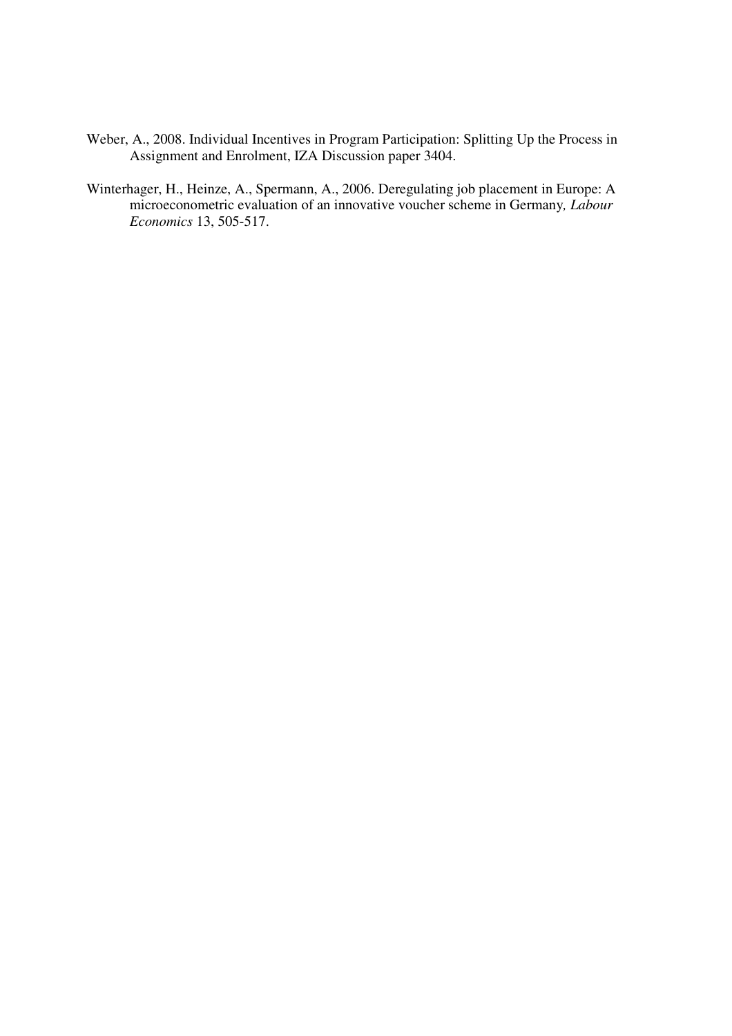Weber, A., 2008. Individual Incentives in Program Participation: Splitting Up the Process in Assignment and Enrolment, IZA Discussion paper 3404.

Winterhager, H., Heinze, A., Spermann, A., 2006. Deregulating job placement in Europe: A microeconometric evaluation of an innovative voucher scheme in Germany*, Labour Economics* 13, 505-517.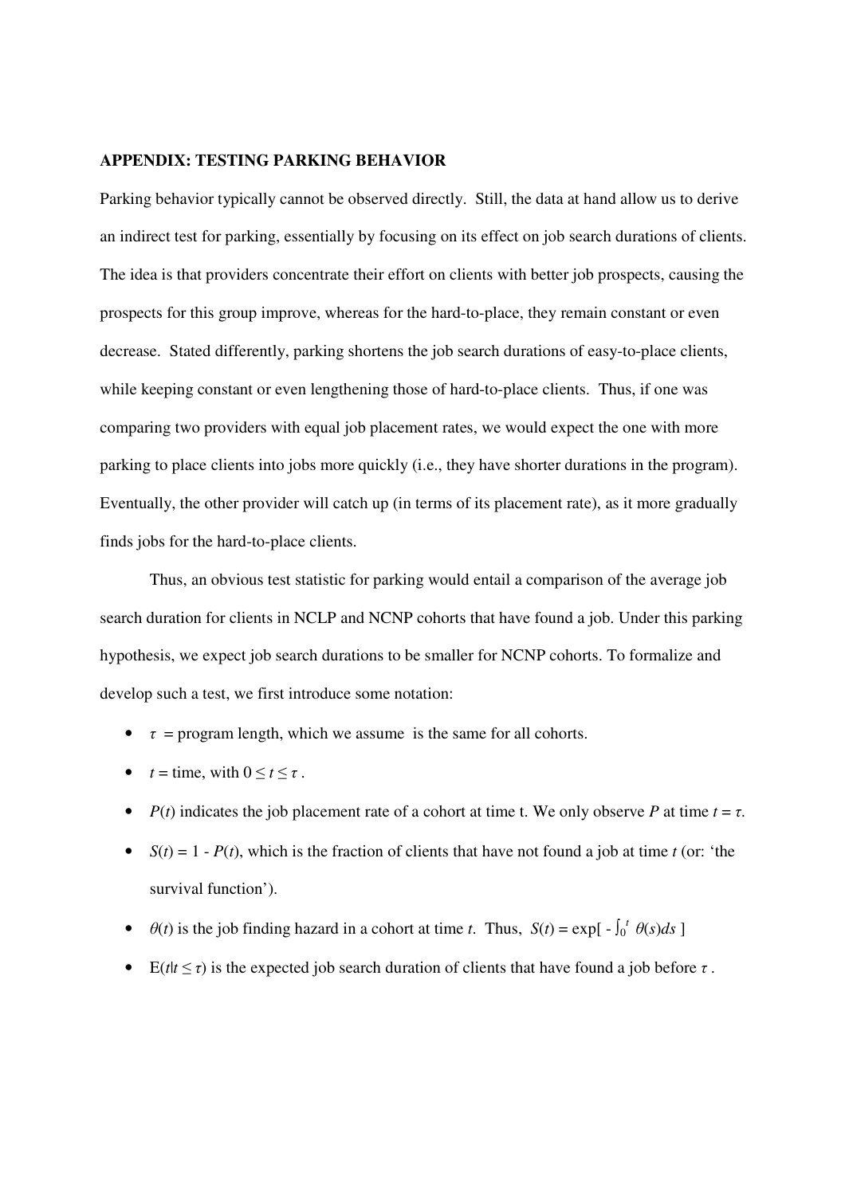**APPENDIX: TESTING PARKING BEHAVIOR**

Parking behavior typically cannot be observed directly. Still, the data at hand allow us to derive an indirect test for parking, essentially by focusing on its effect on job search durations of clients. The idea is that providers concentrate their effort on clients with better job prospects, causing the prospects for this group improve, whereas for the hard-to-place, they remain constant or even decrease. Stated differently, parking shortens the job search durations of easy-to-place clients, while keeping constant or even lengthening those of hard-to-place clients. Thus, if one was comparing two providers with equal job placement rates, we would expect the one with more parking to place clients into jobs more quickly (i.e., they have shorter durations in the program). Eventually, the other provider will catch up (in terms of its placement rate), as it more gradually finds jobs for the hard-to-place clients.

Thus, an obvious test statistic for parking would entail a comparison of the average job search duration for clients in NCLP and NCNP cohorts that have found a job. Under this parking hypothesis, we expect job search durations to be smaller for NCNP cohorts. To formalize and develop such a test, we first introduce some notation:

- $\tau$ = program length, which we assume is the same for all cohorts.
- $t$ = time, with $0 \leq t \leq \tau$.
- $P(t)$ indicates the job placement rate of a cohort at time t. We only observe $P$ at time $t = \tau$.
- $S(t) = 1 - P(t)$, which is the fraction of clients that have not found a job at time $t$ (or: 'the survival function').
- $\theta(t)$ is the job finding hazard in a cohort at time $t$. Thus, $S(t) = \exp[ - \int_0^t \theta(s)ds ]$
- $E(t|t \leq \tau)$ is the expected job search duration of clients that have found a job before $\tau$.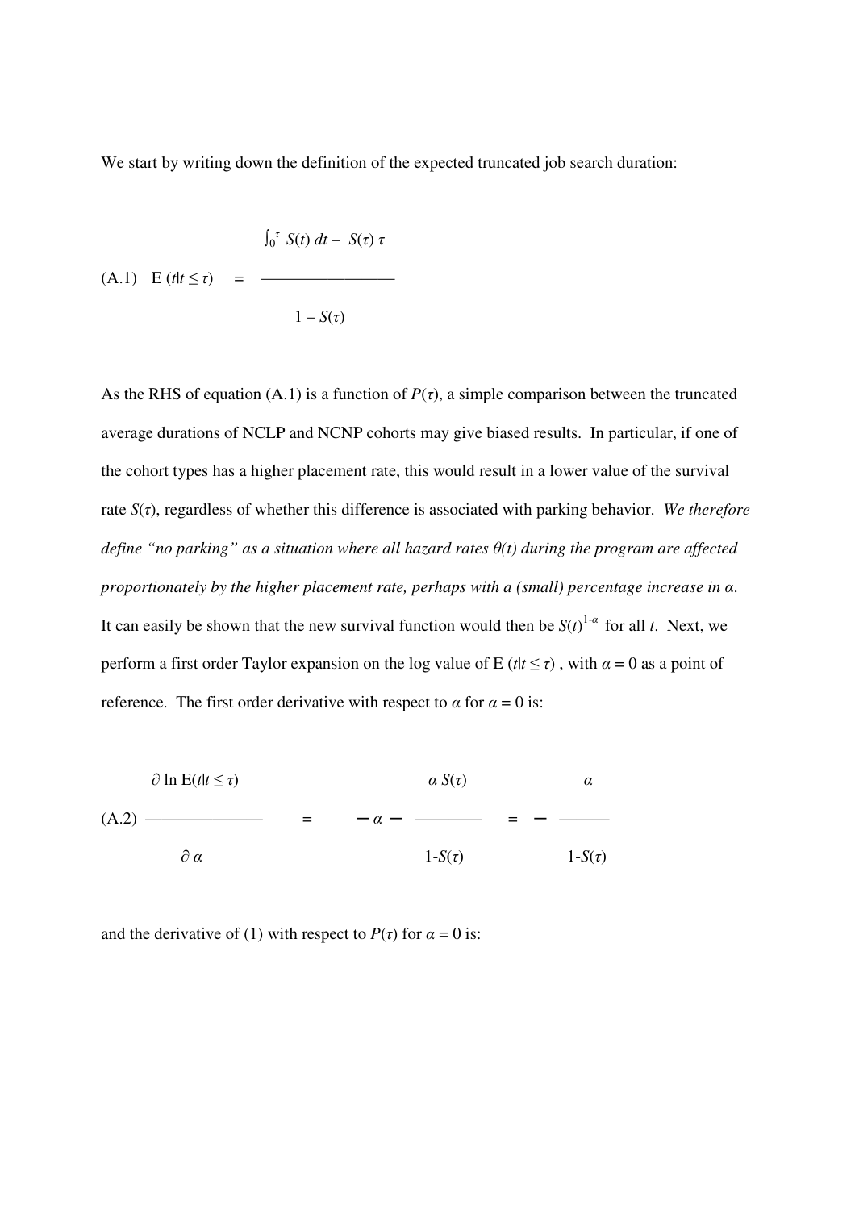We start by writing down the definition of the expected truncated job search duration:

$$\text{(A.1)} \quad E\,(t|t \leq \tau) \quad = \quad \frac{\int_0^{\tau} S(t)\,dt - S(\tau)\,\tau}{1 - S(\tau)}$$

As the RHS of equation (A.1) is a function of $P(\tau)$, a simple comparison between the truncated average durations of NCLP and NCNP cohorts may give biased results. In particular, if one of the cohort types has a higher placement rate, this would result in a lower value of the survival rate $S(\tau)$, regardless of whether this difference is associated with parking behavior. *We therefore define "no parking" as a situation where all hazard rates $\theta(t)$ during the program are affected proportionately by the higher placement rate, perhaps with a (small) percentage increase in $\alpha$.* It can easily be shown that the new survival function would then be $S(t)^{1-\alpha}$ for all $t$. Next, we perform a first order Taylor expansion on the log value of $E\,(t|t \leq \tau)$, with $\alpha = 0$ as a point of reference. The first order derivative with respect to $\alpha$ for $\alpha = 0$ is:

$$\text{(A.2)} \quad \frac{\partial \ln E(t|t \leq \tau)}{\partial \alpha} \quad = \quad -\alpha - \frac{\alpha\, S(\tau)}{1 - S(\tau)} \quad = \quad - \frac{\alpha}{1 - S(\tau)}$$

and the derivative of (1) with respect to $P(\tau)$ for $\alpha = 0$ is: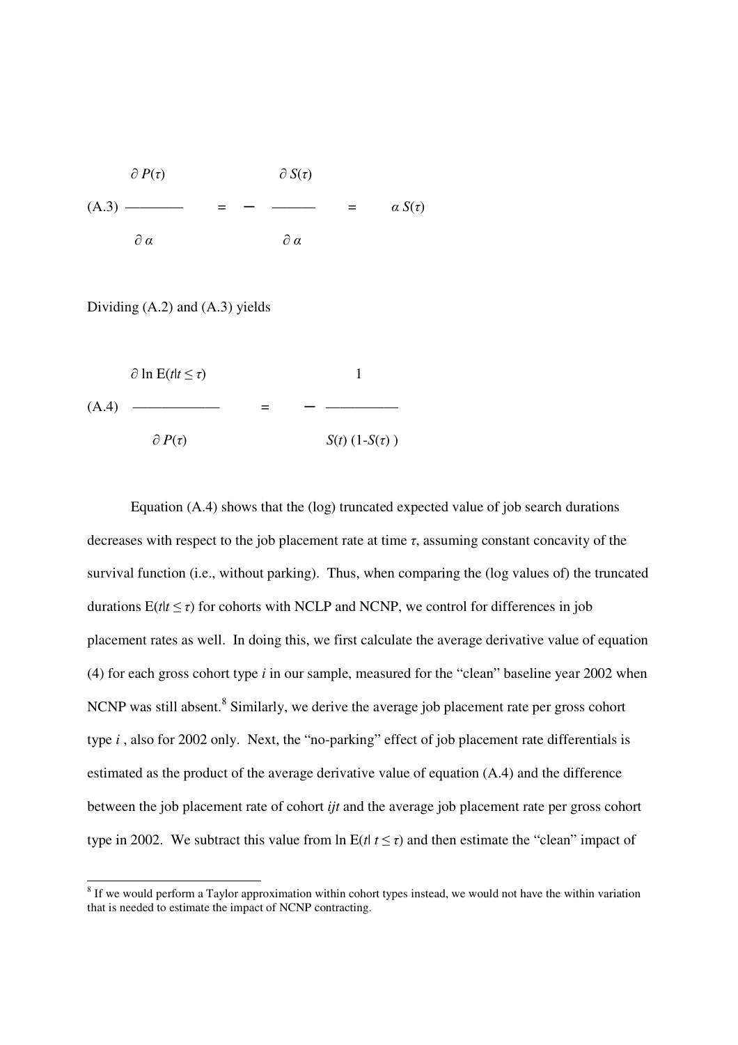$$\text{(A.3)} \quad \frac{\partial P(\tau)}{\partial \alpha} = - \frac{\partial S(\tau)}{\partial \alpha} = \alpha S(\tau)$$

Dividing (A.2) and (A.3) yields

$$\text{(A.4)} \quad \frac{\partial \ln \mathrm{E}(t|t \leq \tau)}{\partial P(\tau)} = - \frac{1}{S(t)\,(1-S(\tau))}$$

Equation (A.4) shows that the (log) truncated expected value of job search durations decreases with respect to the job placement rate at time $\tau$, assuming constant concavity of the survival function (i.e., without parking). Thus, when comparing the (log values of) the truncated durations $\mathrm{E}(t|t \leq \tau)$ for cohorts with NCLP and NCNP, we control for differences in job placement rates as well. In doing this, we first calculate the average derivative value of equation (4) for each gross cohort type $i$ in our sample, measured for the "clean" baseline year 2002 when NCNP was still absent.[8] Similarly, we derive the average job placement rate per gross cohort type $i$ , also for 2002 only. Next, the "no-parking" effect of job placement rate differentials is estimated as the product of the average derivative value of equation (A.4) and the difference between the job placement rate of cohort $ijt$ and the average job placement rate per gross cohort type in 2002. We subtract this value from $\ln \mathrm{E}(t|\ t \leq \tau)$ and then estimate the "clean" impact of

[8] If we would perform a Taylor approximation within cohort types instead, we would not have the within variation that is needed to estimate the impact of NCNP contracting.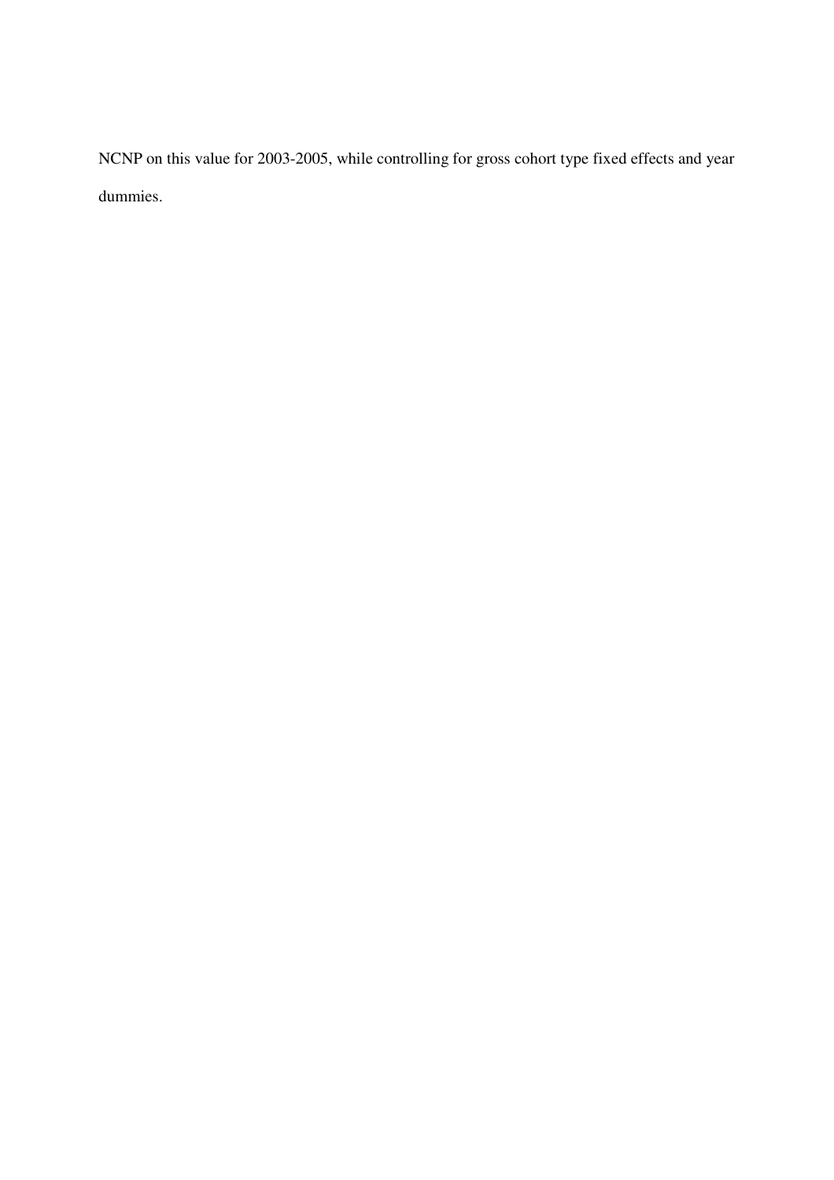NCNP on this value for 2003-2005, while controlling for gross cohort type fixed effects and year dummies.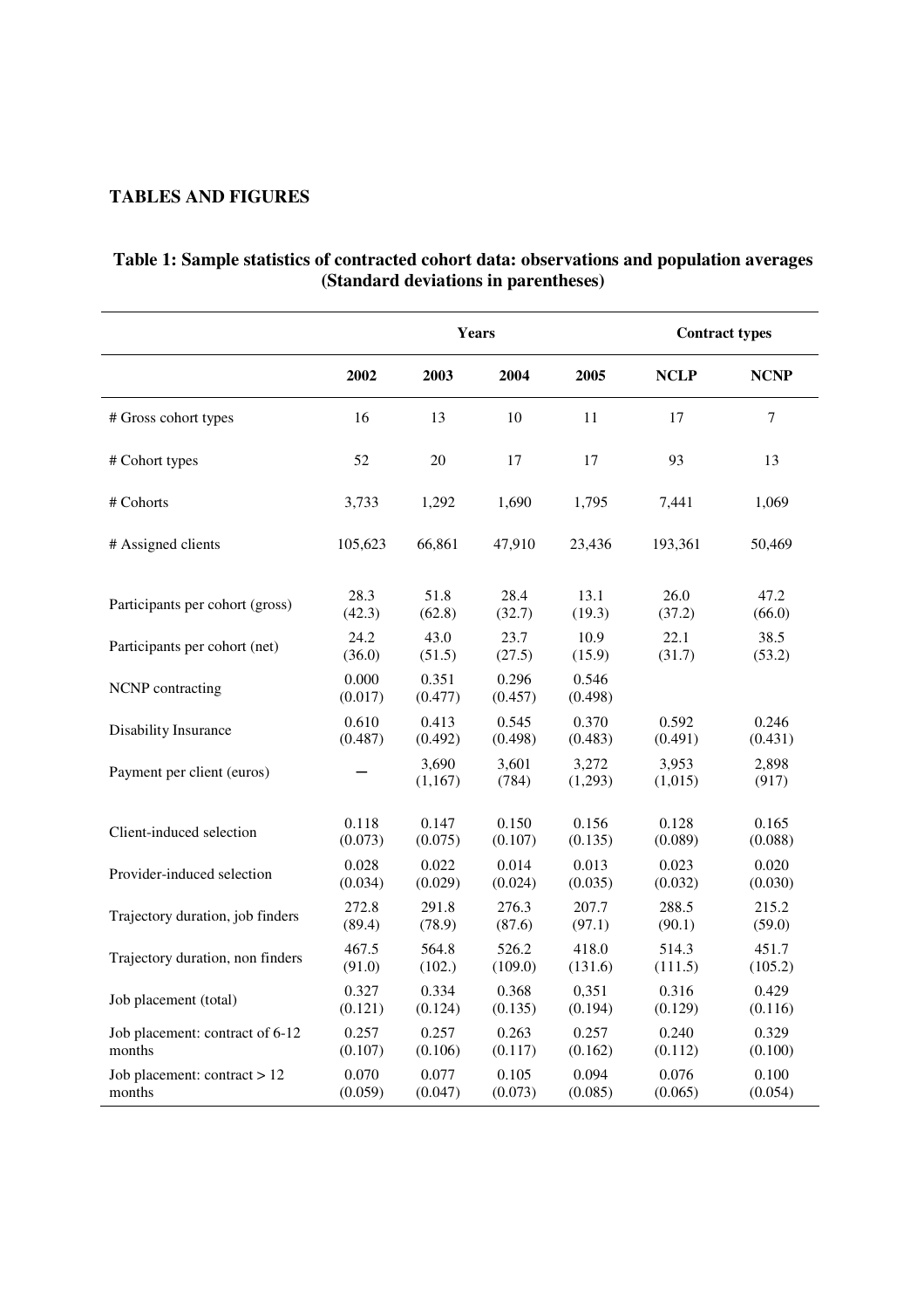## TABLES AND FIGURES

**Table 1: Sample statistics of contracted cohort data: observations and population averages (Standard deviations in parentheses)**

| | Years | | | | Contract types | |
|---|---|---|---|---|---|---|
| | **2002** | **2003** | **2004** | **2005** | **NCLP** | **NCNP** |
| # Gross cohort types | 16 | 13 | 10 | 11 | 17 | 7 |
| # Cohort types | 52 | 20 | 17 | 17 | 93 | 13 |
| # Cohorts | 3,733 | 1,292 | 1,690 | 1,795 | 7,441 | 1,069 |
| # Assigned clients | 105,623 | 66,861 | 47,910 | 23,436 | 193,361 | 50,469 |
| Participants per cohort (gross) | 28.3 (42.3) | 51.8 (62.8) | 28.4 (32.7) | 13.1 (19.3) | 26.0 (37.2) | 47.2 (66.0) |
| Participants per cohort (net) | 24.2 (36.0) | 43.0 (51.5) | 23.7 (27.5) | 10.9 (15.9) | 22.1 (31.7) | 38.5 (53.2) |
| NCNP contracting | 0.000 (0.017) | 0.351 (0.477) | 0.296 (0.457) | 0.546 (0.498) | | |
| Disability Insurance | 0.610 (0.487) | 0.413 (0.492) | 0.545 (0.498) | 0.370 (0.483) | 0.592 (0.491) | 0.246 (0.431) |
| Payment per client (euros) | – | 3,690 (1,167) | 3,601 (784) | 3,272 (1,293) | 3,953 (1,015) | 2,898 (917) |
| Client-induced selection | 0.118 (0.073) | 0.147 (0.075) | 0.150 (0.107) | 0.156 (0.135) | 0.128 (0.089) | 0.165 (0.088) |
| Provider-induced selection | 0.028 (0.034) | 0.022 (0.029) | 0.014 (0.024) | 0.013 (0.035) | 0.023 (0.032) | 0.020 (0.030) |
| Trajectory duration, job finders | 272.8 (89.4) | 291.8 (78.9) | 276.3 (87.6) | 207.7 (97.1) | 288.5 (90.1) | 215.2 (59.0) |
| Trajectory duration, non finders | 467.5 (91.0) | 564.8 (102.) | 526.2 (109.0) | 418.0 (131.6) | 514.3 (111.5) | 451.7 (105.2) |
| Job placement (total) | 0.327 (0.121) | 0.334 (0.124) | 0.368 (0.135) | 0,351 (0.194) | 0.316 (0.129) | 0.429 (0.116) |
| Job placement: contract of 6-12 months | 0.257 (0.107) | 0.257 (0.106) | 0.263 (0.117) | 0.257 (0.162) | 0.240 (0.112) | 0.329 (0.100) |
| Job placement: contract > 12 months | 0.070 (0.059) | 0.077 (0.047) | 0.105 (0.073) | 0.094 (0.085) | 0.076 (0.065) | 0.100 (0.054) |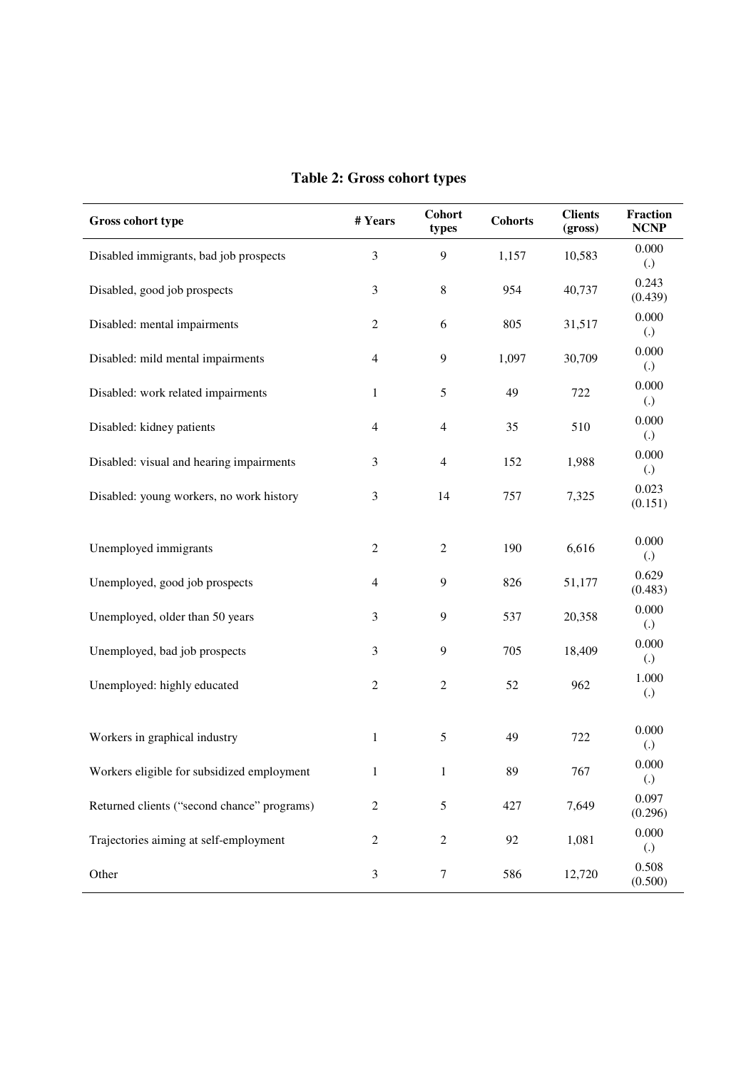**Table 2: Gross cohort types**

| Gross cohort type | # Years | Cohort types | Cohorts | Clients (gross) | Fraction NCNP |
|---|---|---|---|---|---|
| Disabled immigrants, bad job prospects | 3 | 9 | 1,157 | 10,583 | 0.000 (.) |
| Disabled, good job prospects | 3 | 8 | 954 | 40,737 | 0.243 (0.439) |
| Disabled: mental impairments | 2 | 6 | 805 | 31,517 | 0.000 (.) |
| Disabled: mild mental impairments | 4 | 9 | 1,097 | 30,709 | 0.000 (.) |
| Disabled: work related impairments | 1 | 5 | 49 | 722 | 0.000 (.) |
| Disabled: kidney patients | 4 | 4 | 35 | 510 | 0.000 (.) |
| Disabled: visual and hearing impairments | 3 | 4 | 152 | 1,988 | 0.000 (.) |
| Disabled: young workers, no work history | 3 | 14 | 757 | 7,325 | 0.023 (0.151) |
| Unemployed immigrants | 2 | 2 | 190 | 6,616 | 0.000 (.) |
| Unemployed, good job prospects | 4 | 9 | 826 | 51,177 | 0.629 (0.483) |
| Unemployed, older than 50 years | 3 | 9 | 537 | 20,358 | 0.000 (.) |
| Unemployed, bad job prospects | 3 | 9 | 705 | 18,409 | 0.000 (.) |
| Unemployed: highly educated | 2 | 2 | 52 | 962 | 1.000 (.) |
| Workers in graphical industry | 1 | 5 | 49 | 722 | 0.000 (.) |
| Workers eligible for subsidized employment | 1 | 1 | 89 | 767 | 0.000 (.) |
| Returned clients ("second chance" programs) | 2 | 5 | 427 | 7,649 | 0.097 (0.296) |
| Trajectories aiming at self-employment | 2 | 2 | 92 | 1,081 | 0.000 (.) |
| Other | 3 | 7 | 586 | 12,720 | 0.508 (0.500) |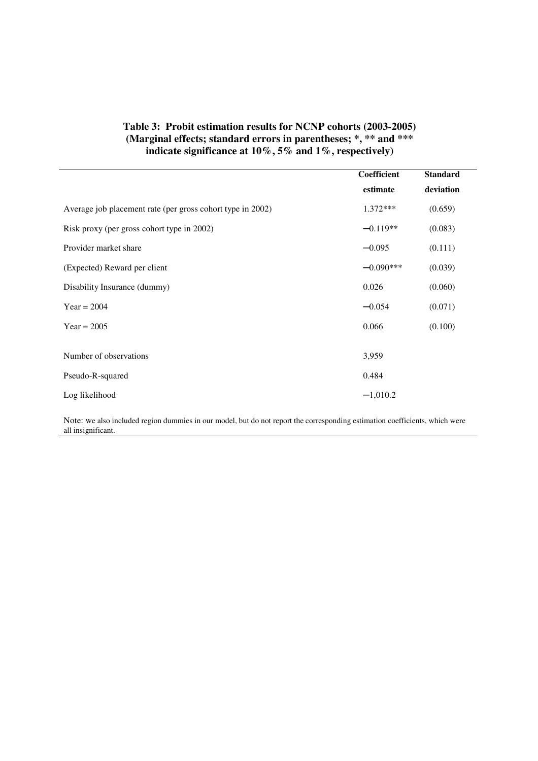**Table 3: Probit estimation results for NCNP cohorts (2003-2005) (Marginal effects; standard errors in parentheses; *, ** and *** indicate significance at 10%, 5% and 1%, respectively)**

| | Coefficient estimate | Standard deviation |
|---|---|---|
| Average job placement rate (per gross cohort type in 2002) | 1.372*** | (0.659) |
| Risk proxy (per gross cohort type in 2002) | −0.119** | (0.083) |
| Provider market share | −0.095 | (0.111) |
| (Expected) Reward per client | −0.090*** | (0.039) |
| Disability Insurance (dummy) | 0.026 | (0.060) |
| Year = 2004 | −0.054 | (0.071) |
| Year = 2005 | 0.066 | (0.100) |
| Number of observations | 3,959 | |
| Pseudo-R-squared | 0.484 | |
| Log likelihood | −1,010.2 | |

Note: we also included region dummies in our model, but do not report the corresponding estimation coefficients, which were all insignificant.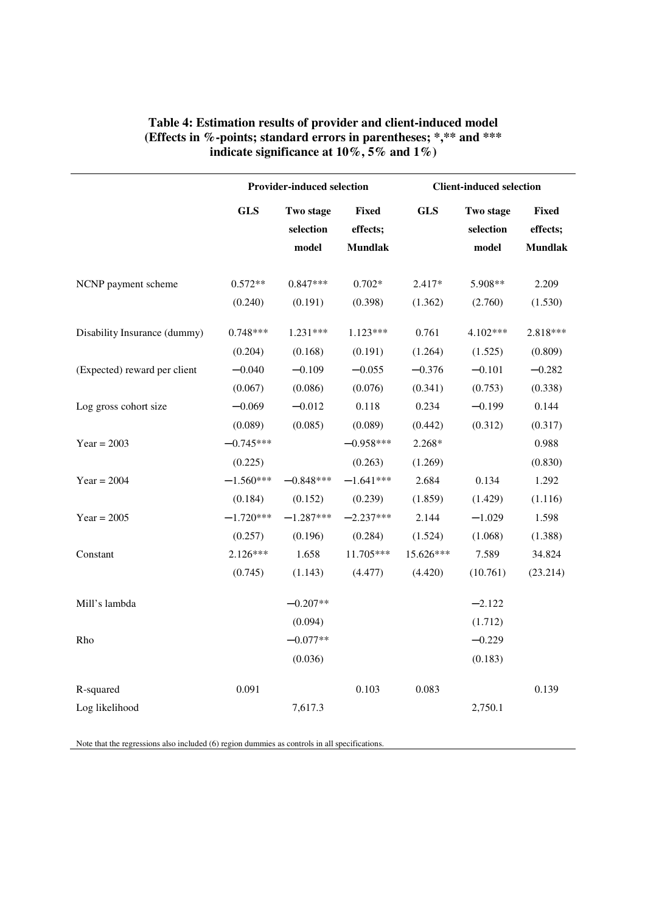**Table 4: Estimation results of provider and client-induced model (Effects in %-points; standard errors in parentheses; *,** and *** indicate significance at 10%, 5% and 1%)**

| | Provider-induced selection | | | Client-induced selection | | |
|---|---|---|---|---|---|---|
| | GLS | Two stage selection model | Fixed effects; Mundlak | GLS | Two stage selection model | Fixed effects; Mundlak |
| NCNP payment scheme | 0.572** | 0.847*** | 0.702* | 2.417* | 5.908** | 2.209 |
| | (0.240) | (0.191) | (0.398) | (1.362) | (2.760) | (1.530) |
| Disability Insurance (dummy) | 0.748*** | 1.231*** | 1.123*** | 0.761 | 4.102*** | 2.818*** |
| | (0.204) | (0.168) | (0.191) | (1.264) | (1.525) | (0.809) |
| (Expected) reward per client | −0.040 | −0.109 | −0.055 | −0.376 | −0.101 | −0.282 |
| | (0.067) | (0.086) | (0.076) | (0.341) | (0.753) | (0.338) |
| Log gross cohort size | −0.069 | −0.012 | 0.118 | 0.234 | −0.199 | 0.144 |
| | (0.089) | (0.085) | (0.089) | (0.442) | (0.312) | (0.317) |
| Year = 2003 | −0.745*** | | −0.958*** | 2.268* | | 0.988 |
| | (0.225) | | (0.263) | (1.269) | | (0.830) |
| Year = 2004 | −1.560*** | −0.848*** | −1.641*** | 2.684 | 0.134 | 1.292 |
| | (0.184) | (0.152) | (0.239) | (1.859) | (1.429) | (1.116) |
| Year = 2005 | −1.720*** | −1.287*** | −2.237*** | 2.144 | −1.029 | 1.598 |
| | (0.257) | (0.196) | (0.284) | (1.524) | (1.068) | (1.388) |
| Constant | 2.126*** | 1.658 | 11.705*** | 15.626*** | 7.589 | 34.824 |
| | (0.745) | (1.143) | (4.477) | (4.420) | (10.761) | (23.214) |
| Mill's lambda | | −0.207** | | | −2.122 | |
| | | (0.094) | | | (1.712) | |
| Rho | | −0.077** | | | −0.229 | |
| | | (0.036) | | | (0.183) | |
| R-squared | 0.091 | | 0.103 | 0.083 | | 0.139 |
| Log likelihood | | 7,617.3 | | | 2,750.1 | |

Note that the regressions also included (6) region dummies as controls in all specifications.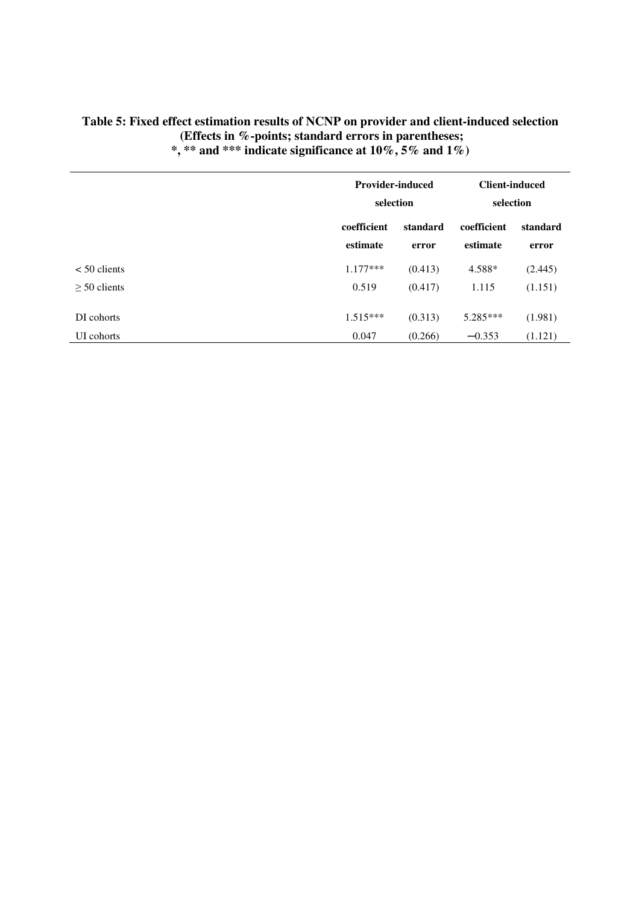**Table 5: Fixed effect estimation results of NCNP on provider and client-induced selection (Effects in %-points; standard errors in parentheses; *, ** and *** indicate significance at 10%, 5% and 1%)**

| | Provider-induced selection | | Client-induced selection | |
|---|---|---|---|---|
| | coefficient estimate | standard error | coefficient estimate | standard error |
| < 50 clients | 1.177*** | (0.413) | 4.588* | (2.445) |
| ≥ 50 clients | 0.519 | (0.417) | 1.115 | (1.151) |
| DI cohorts | 1.515*** | (0.313) | 5.285*** | (1.981) |
| UI cohorts | 0.047 | (0.266) | −0.353 | (1.121) |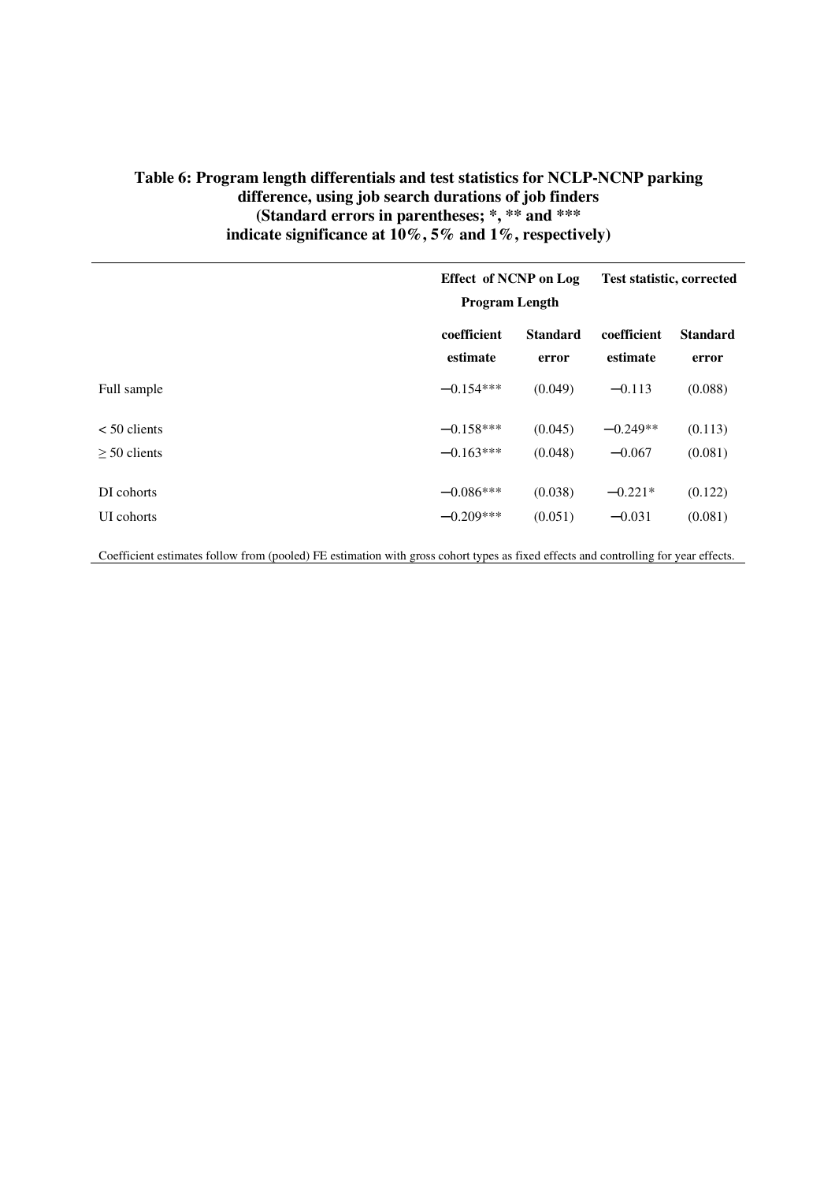**Table 6: Program length differentials and test statistics for NCLP-NCNP parking difference, using job search durations of job finders (Standard errors in parentheses; *, ** and *** indicate significance at 10%, 5% and 1%, respectively)**

| | Effect of NCNP on Log Program Length | | Test statistic, corrected | |
|---|---|---|---|---|
| | coefficient estimate | Standard error | coefficient estimate | Standard error |
| Full sample | −0.154*** | (0.049) | −0.113 | (0.088) |
| < 50 clients | −0.158*** | (0.045) | −0.249** | (0.113) |
| ≥ 50 clients | −0.163*** | (0.048) | −0.067 | (0.081) |
| DI cohorts | −0.086*** | (0.038) | −0.221* | (0.122) |
| UI cohorts | −0.209*** | (0.051) | −0.031 | (0.081) |

Coefficient estimates follow from (pooled) FE estimation with gross cohort types as fixed effects and controlling for year effects.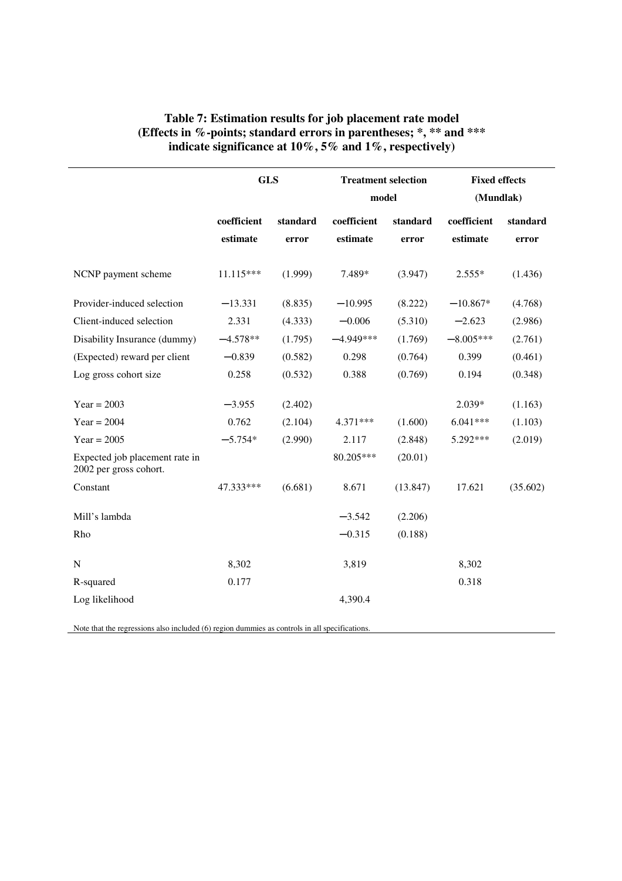**Table 7: Estimation results for job placement rate model (Effects in %-points; standard errors in parentheses; *, ** and *** indicate significance at 10%, 5% and 1%, respectively)**

| | GLS | | Treatment selection model | | Fixed effects (Mundlak) | |
|---|---|---|---|---|---|---|
| | coefficient estimate | standard error | coefficient estimate | standard error | coefficient estimate | standard error |
| NCNP payment scheme | 11.115*** | (1.999) | 7.489* | (3.947) | 2.555* | (1.436) |
| Provider-induced selection | −13.331 | (8.835) | −10.995 | (8.222) | −10.867* | (4.768) |
| Client-induced selection | 2.331 | (4.333) | −0.006 | (5.310) | −2.623 | (2.986) |
| Disability Insurance (dummy) | −4.578** | (1.795) | −4.949*** | (1.769) | −8.005*** | (2.761) |
| (Expected) reward per client | −0.839 | (0.582) | 0.298 | (0.764) | 0.399 | (0.461) |
| Log gross cohort size | 0.258 | (0.532) | 0.388 | (0.769) | 0.194 | (0.348) |
| Year = 2003 | −3.955 | (2.402) | | | 2.039* | (1.163) |
| Year = 2004 | 0.762 | (2.104) | 4.371*** | (1.600) | 6.041*** | (1.103) |
| Year = 2005 | −5.754* | (2.990) | 2.117 | (2.848) | 5.292*** | (2.019) |
| Expected job placement rate in 2002 per gross cohort. | | | 80.205*** | (20.01) | | |
| Constant | 47.333*** | (6.681) | 8.671 | (13.847) | 17.621 | (35.602) |
| Mill's lambda | | | −3.542 | (2.206) | | |
| Rho | | | −0.315 | (0.188) | | |
| N | 8,302 | | 3,819 | | 8,302 | |
| R-squared | 0.177 | | | | 0.318 | |
| Log likelihood | | | 4,390.4 | | | |

Note that the regressions also included (6) region dummies as controls in all specifications.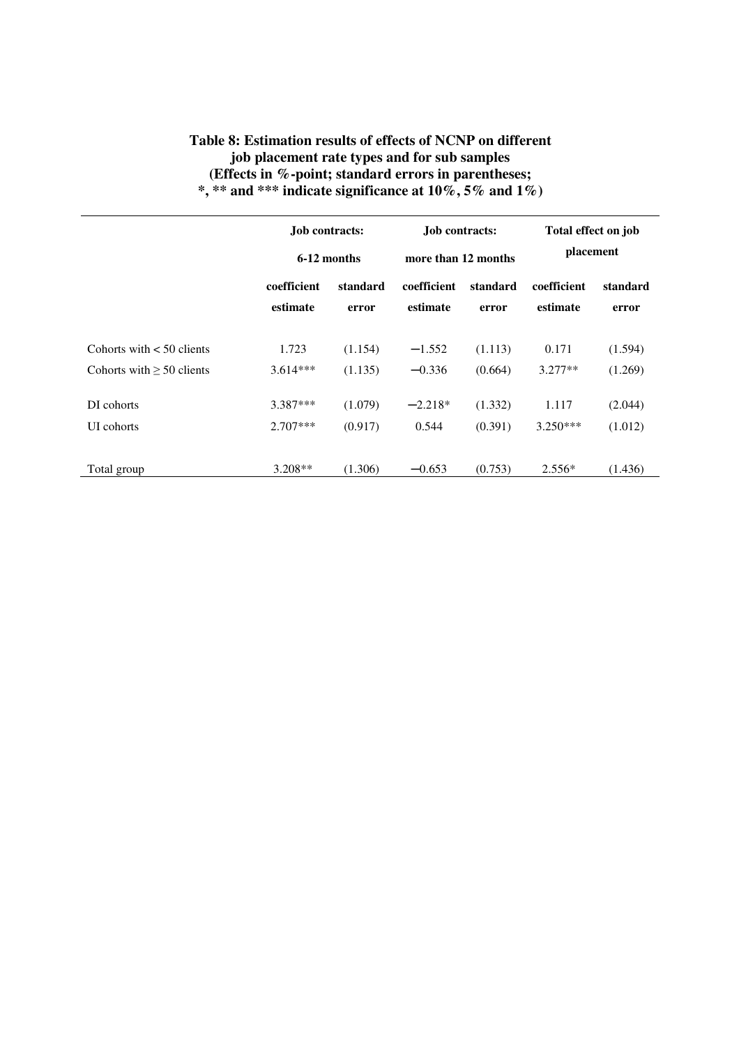**Table 8: Estimation results of effects of NCNP on different job placement rate types and for sub samples (Effects in %-point; standard errors in parentheses; *, ** and *** indicate significance at 10%, 5% and 1%)**

| | Job contracts: 6-12 months | | Job contracts: more than 12 months | | Total effect on job placement | |
|---|---|---|---|---|---|---|
| | coefficient estimate | standard error | coefficient estimate | standard error | coefficient estimate | standard error |
| Cohorts with < 50 clients | 1.723 | (1.154) | −1.552 | (1.113) | 0.171 | (1.594) |
| Cohorts with ≥ 50 clients | 3.614*** | (1.135) | −0.336 | (0.664) | 3.277** | (1.269) |
| DI cohorts | 3.387*** | (1.079) | −2.218* | (1.332) | 1.117 | (2.044) |
| UI cohorts | 2.707*** | (0.917) | 0.544 | (0.391) | 3.250*** | (1.012) |
| Total group | 3.208** | (1.306) | −0.653 | (0.753) | 2.556* | (1.436) |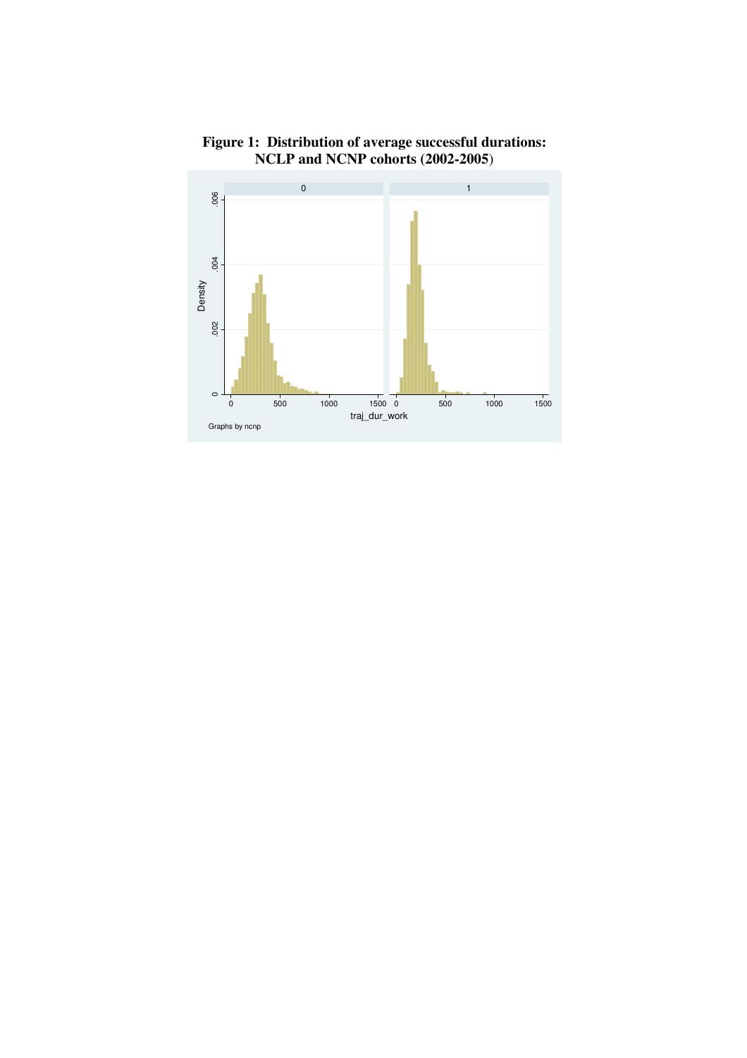**Figure 1: Distribution of average successful durations: NCLP and NCNP cohorts (2002-2005)**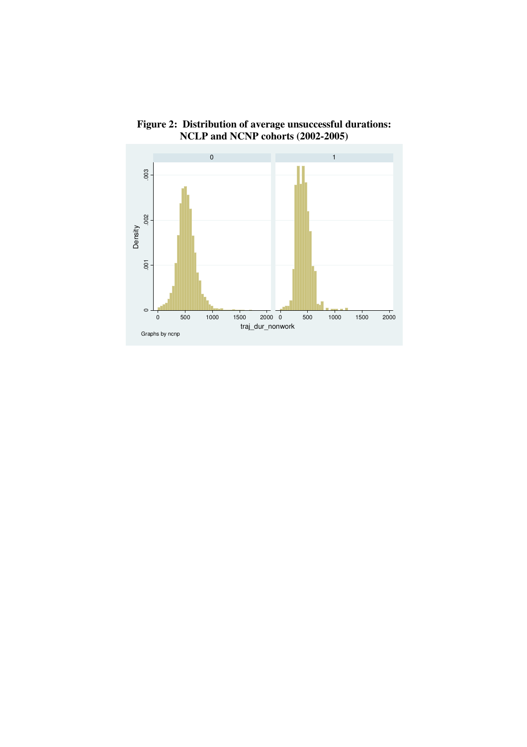**Figure 2: Distribution of average unsuccessful durations: NCLP and NCNP cohorts (2002-2005)**

0

1

Density

.003

.002

.001

0

0 500 1000 1500 2000

0 500 1000 1500 2000

traj_dur_nonwork

Graphs by ncnp